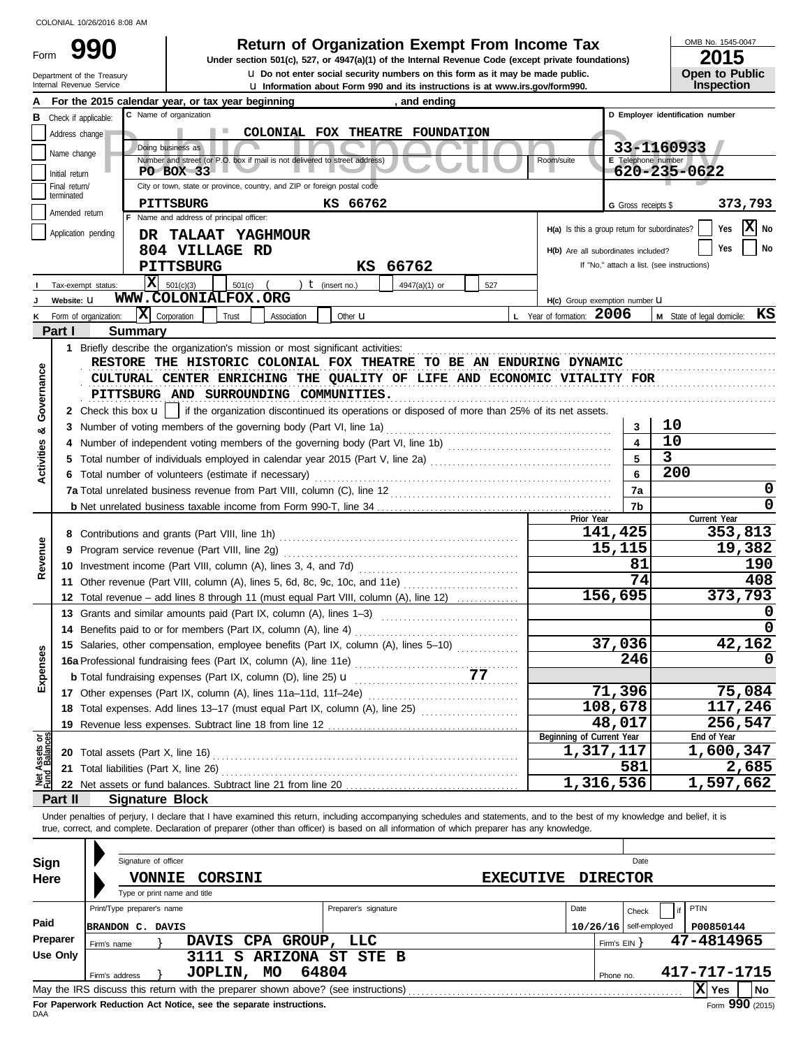COLONIAL 10/26/2016 8:08 AM

Form **990**

Department of the Treasury
Internal Revenue Service

# Return of Organization Exempt From Income Tax

**Under section 501(c), 527, or 4947(a)(1) of the Internal Revenue Code (except private foundations)**

u Do not enter social security numbers on this form as it may be made public.
u Information about Form 990 and its instructions is at www.irs.gov/form990.

OMB No. 1545-0047
**2015**
**Open to Public Inspection**

**A** For the 2015 calendar year, or tax year beginning , and ending

**B** Check if applicable: Address change; Name change; Initial return; Final return/terminated; Amended return; Application pending

**C** Name of organization: COLONIAL FOX THEATRE FOUNDATION
Doing business as
Number and street (or P.O. box if mail is not delivered to street address): PO BOX 33 — Room/suite
City or town, state or province, country, and ZIP or foreign postal code: PITTSBURG KS 66762

**D** Employer identification number: 33-1160933
**E** Telephone number: 620-235-0622
**G** Gross receipts $ 373,793

**F** Name and address of principal officer:
DR TALAAT YAGHMOUR
804 VILLAGE RD
PITTSBURG KS 66762

**H(a)** Is this a group return for subordinates? Yes [ ] No [X]
**H(b)** Are all subordinates included? Yes [ ] No [ ]
If "No," attach a list. (see instructions)

**I** Tax-exempt status: [X] 501(c)(3) [ ] 501(c) ( ) t (insert no.) [ ] 4947(a)(1) or [ ] 527

**J** Website: u WWW.COLONIALFOX.ORG

**H(c)** Group exemption number u

**K** Form of organization: [X] Corporation [ ] Trust [ ] Association [ ] Other u
**L** Year of formation: 2006
**M** State of legal domicile: KS

## Part I Summary

**Activities & Governance**

1 Briefly describe the organization's mission or most significant activities:
RESTORE THE HISTORIC COLONIAL FOX THEATRE TO BE AN ENDURING DYNAMIC CULTURAL CENTER ENRICHING THE QUALITY OF LIFE AND ECONOMIC VITALITY FOR PITTSBURG AND SURROUNDING COMMUNITIES.

2 Check this box u [ ] if the organization discontinued its operations or disposed of more than 25% of its net assets.

| | | |
|---|---|---|
| 3 Number of voting members of the governing body (Part VI, line 1a) | 3 | 10 |
| 4 Number of independent voting members of the governing body (Part VI, line 1b) | 4 | 10 |
| 5 Total number of individuals employed in calendar year 2015 (Part V, line 2a) | 5 | 3 |
| 6 Total number of volunteers (estimate if necessary) | 6 | 200 |
| 7a Total unrelated business revenue from Part VIII, column (C), line 12 | 7a | 0 |
| b Net unrelated business taxable income from Form 990-T, line 34 | 7b | 0 |

| | | Prior Year | Current Year |
|---|---|---|---|
| **Revenue** | 8 Contributions and grants (Part VIII, line 1h) | 141,425 | 353,813 |
| | 9 Program service revenue (Part VIII, line 2g) | 15,115 | 19,382 |
| | 10 Investment income (Part VIII, column (A), lines 3, 4, and 7d) | 81 | 190 |
| | 11 Other revenue (Part VIII, column (A), lines 5, 6d, 8c, 9c, 10c, and 11e) | 74 | 408 |
| | 12 Total revenue – add lines 8 through 11 (must equal Part VIII, column (A), line 12) | 156,695 | 373,793 |
| **Expenses** | 13 Grants and similar amounts paid (Part IX, column (A), lines 1–3) | | 0 |
| | 14 Benefits paid to or for members (Part IX, column (A), line 4) | | 0 |
| | 15 Salaries, other compensation, employee benefits (Part IX, column (A), lines 5–10) | 37,036 | 42,162 |
| | 16a Professional fundraising fees (Part IX, column (A), line 11e) | 246 | 0 |
| | b Total fundraising expenses (Part IX, column (D), line 25) u 77 | | |
| | 17 Other expenses (Part IX, column (A), lines 11a–11d, 11f–24e) | 71,396 | 75,084 |
| | 18 Total expenses. Add lines 13–17 (must equal Part IX, column (A), line 25) | 108,678 | 117,246 |
| | 19 Revenue less expenses. Subtract line 18 from line 12 | 48,017 | 256,547 |
| | | **Beginning of Current Year** | **End of Year** |
| **Net Assets or Fund Balances** | 20 Total assets (Part X, line 16) | 1,317,117 | 1,600,347 |
| | 21 Total liabilities (Part X, line 26) | 581 | 2,685 |
| | 22 Net assets or fund balances. Subtract line 21 from line 20 | 1,316,536 | 1,597,662 |

## Part II Signature Block

Under penalties of perjury, I declare that I have examined this return, including accompanying schedules and statements, and to the best of my knowledge and belief, it is true, correct, and complete. Declaration of preparer (other than officer) is based on all information of which preparer has any knowledge.

**Sign Here**

Signature of officer — Date
VONNIE CORSINI — EXECUTIVE DIRECTOR
Type or print name and title

**Paid Preparer Use Only**

| Print/Type preparer's name | Preparer's signature | Date | Check if self-employed | PTIN |
|---|---|---|---|---|
| BRANDON C. DAVIS | | 10/26/16 | | P00850144 |

Firm's name } DAVIS CPA GROUP, LLC — Firm's EIN } 47-4814965
Firm's address } 3111 S ARIZONA ST STE B, JOPLIN, MO 64804 — Phone no. 417-717-1715

May the IRS discuss this return with the preparer shown above? (see instructions) [X] Yes [ ] No

**For Paperwork Reduction Act Notice, see the separate instructions.**

DAA Form **990** (2015)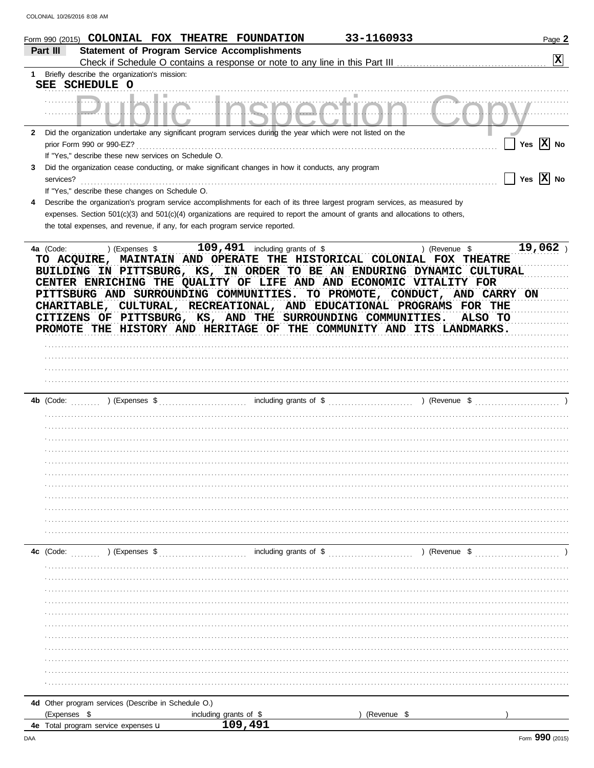Form 990 (2015) COLONIAL FOX THEATRE FOUNDATION 33-1160933

## Part III Statement of Program Service Accomplishments

Check if Schedule O contains a response or note to any line in this Part III [X]

1 Briefly describe the organization's mission:

SEE SCHEDULE O

2 Did the organization undertake any significant program services during the year which were not listed on the prior Form 990 or 990-EZ? [ ] Yes [X] No

If "Yes," describe these new services on Schedule O.

3 Did the organization cease conducting, or make significant changes in how it conducts, any program services? [ ] Yes [X] No

If "Yes," describe these changes on Schedule O.

4 Describe the organization's program service accomplishments for each of its three largest program services, as measured by expenses. Section 501(c)(3) and 501(c)(4) organizations are required to report the amount of grants and allocations to others, the total expenses, and revenue, if any, for each program service reported.

4a (Code: ) (Expenses $ 109,491 including grants of $ ) (Revenue $ 19,062 )

TO ACQUIRE, MAINTAIN AND OPERATE THE HISTORICAL COLONIAL FOX THEATRE BUILDING IN PITTSBURG, KS, IN ORDER TO BE AN ENDURING DYNAMIC CULTURAL CENTER ENRICHING THE QUALITY OF LIFE AND AND ECONOMIC VITALITY FOR PITTSBURG AND SURROUNDING COMMUNITIES. TO PROMOTE, CONDUCT, AND CARRY ON CHARITABLE, CULTURAL, RECREATIONAL, AND EDUCATIONAL PROGRAMS FOR THE CITIZENS OF PITTSBURG, KS, AND THE SURROUNDING COMMUNITIES. ALSO TO PROMOTE THE HISTORY AND HERITAGE OF THE COMMUNITY AND ITS LANDMARKS.

4b (Code: ) (Expenses $ including grants of $ ) (Revenue $ )

4c (Code: ) (Expenses $ including grants of $ ) (Revenue $ )

4d Other program services (Describe in Schedule O.)

(Expenses $ including grants of $ ) (Revenue $ )

4e Total program service expenses 109,491

Form 990 (2015)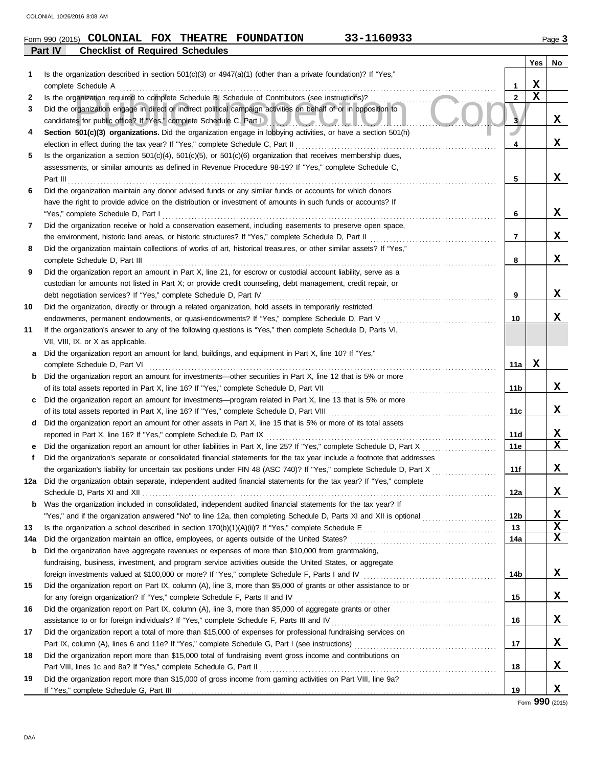Form 990 (2015) **COLONIAL FOX THEATRE FOUNDATION** 33-1160933

**Part IV Checklist of Required Schedules**

| | | | Yes | No |
|---|---|---|---|---|
| 1 | Is the organization described in section 501(c)(3) or 4947(a)(1) (other than a private foundation)? If "Yes," complete Schedule A | 1 | X | |
| 2 | Is the organization required to complete Schedule B, Schedule of Contributors (see instructions)? | 2 | X | |
| 3 | Did the organization engage in direct or indirect political campaign activities on behalf of or in opposition to candidates for public office? If "Yes," complete Schedule C, Part I | 3 | | X |
| 4 | **Section 501(c)(3) organizations.** Did the organization engage in lobbying activities, or have a section 501(h) election in effect during the tax year? If "Yes," complete Schedule C, Part II | 4 | | X |
| 5 | Is the organization a section 501(c)(4), 501(c)(5), or 501(c)(6) organization that receives membership dues, assessments, or similar amounts as defined in Revenue Procedure 98-19? If "Yes," complete Schedule C, Part III | 5 | | X |
| 6 | Did the organization maintain any donor advised funds or any similar funds or accounts for which donors have the right to provide advice on the distribution or investment of amounts in such funds or accounts? If "Yes," complete Schedule D, Part I | 6 | | X |
| 7 | Did the organization receive or hold a conservation easement, including easements to preserve open space, the environment, historic land areas, or historic structures? If "Yes," complete Schedule D, Part II | 7 | | X |
| 8 | Did the organization maintain collections of works of art, historical treasures, or other similar assets? If "Yes," complete Schedule D, Part III | 8 | | X |
| 9 | Did the organization report an amount in Part X, line 21, for escrow or custodial account liability, serve as a custodian for amounts not listed in Part X; or provide credit counseling, debt management, credit repair, or debt negotiation services? If "Yes," complete Schedule D, Part IV | 9 | | X |
| 10 | Did the organization, directly or through a related organization, hold assets in temporarily restricted endowments, permanent endowments, or quasi-endowments? If "Yes," complete Schedule D, Part V | 10 | | X |
| 11 | If the organization's answer to any of the following questions is "Yes," then complete Schedule D, Parts VI, VII, VIII, IX, or X as applicable. | | | |
| a | Did the organization report an amount for land, buildings, and equipment in Part X, line 10? If "Yes," complete Schedule D, Part VI | 11a | X | |
| b | Did the organization report an amount for investments—other securities in Part X, line 12 that is 5% or more of its total assets reported in Part X, line 16? If "Yes," complete Schedule D, Part VII | 11b | | X |
| c | Did the organization report an amount for investments—program related in Part X, line 13 that is 5% or more of its total assets reported in Part X, line 16? If "Yes," complete Schedule D, Part VIII | 11c | | X |
| d | Did the organization report an amount for other assets in Part X, line 15 that is 5% or more of its total assets reported in Part X, line 16? If "Yes," complete Schedule D, Part IX | 11d | | X |
| e | Did the organization report an amount for other liabilities in Part X, line 25? If "Yes," complete Schedule D, Part X | 11e | | X |
| f | Did the organization's separate or consolidated financial statements for the tax year include a footnote that addresses the organization's liability for uncertain tax positions under FIN 48 (ASC 740)? If "Yes," complete Schedule D, Part X | 11f | | X |
| 12a | Did the organization obtain separate, independent audited financial statements for the tax year? If "Yes," complete Schedule D, Parts XI and XII | 12a | | X |
| b | Was the organization included in consolidated, independent audited financial statements for the tax year? If "Yes," and if the organization answered "No" to line 12a, then completing Schedule D, Parts XI and XII is optional | 12b | | X |
| 13 | Is the organization a school described in section 170(b)(1)(A)(ii)? If "Yes," complete Schedule E | 13 | | X |
| 14a | Did the organization maintain an office, employees, or agents outside of the United States? | 14a | | X |
| b | Did the organization have aggregate revenues or expenses of more than $10,000 from grantmaking, fundraising, business, investment, and program service activities outside the United States, or aggregate foreign investments valued at $100,000 or more? If "Yes," complete Schedule F, Parts I and IV | 14b | | X |
| 15 | Did the organization report on Part IX, column (A), line 3, more than $5,000 of grants or other assistance to or for any foreign organization? If "Yes," complete Schedule F, Parts II and IV | 15 | | X |
| 16 | Did the organization report on Part IX, column (A), line 3, more than $5,000 of aggregate grants or other assistance to or for foreign individuals? If "Yes," complete Schedule F, Parts III and IV | 16 | | X |
| 17 | Did the organization report a total of more than $15,000 of expenses for professional fundraising services on Part IX, column (A), lines 6 and 11e? If "Yes," complete Schedule G, Part I (see instructions) | 17 | | X |
| 18 | Did the organization report more than $15,000 total of fundraising event gross income and contributions on Part VIII, lines 1c and 8a? If "Yes," complete Schedule G, Part II | 18 | | X |
| 19 | Did the organization report more than $15,000 of gross income from gaming activities on Part VIII, line 9a? If "Yes," complete Schedule G, Part III | 19 | | X |

Form **990** (2015)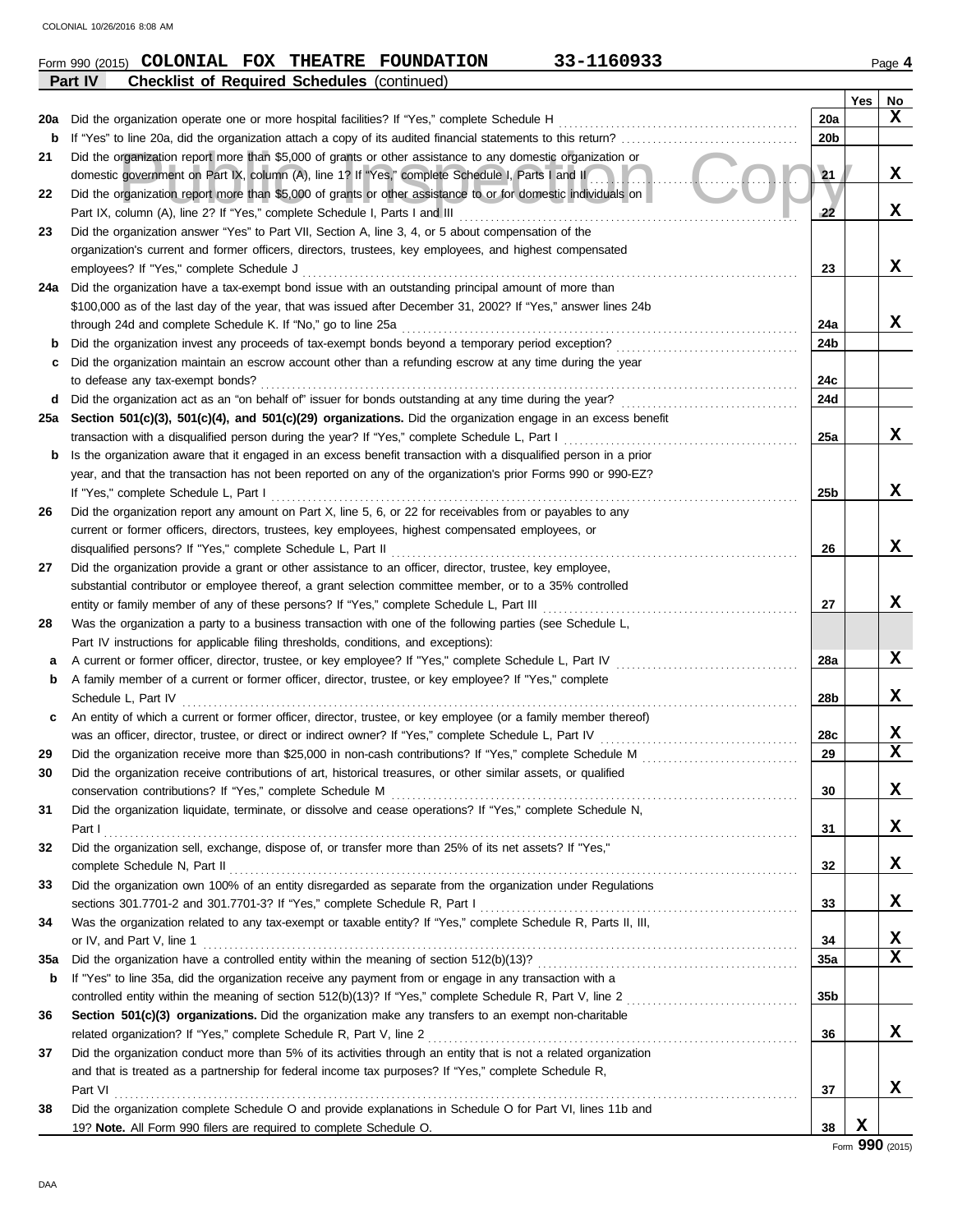Form 990 (2015) **COLONIAL FOX THEATRE FOUNDATION** 33-1160933 Page **4**

**Part IV** **Checklist of Required Schedules** (continued)

| | | | Yes | No |
|---|---|---|---|---|
| **20a** | Did the organization operate one or more hospital facilities? If "Yes," complete Schedule H | **20a** | | X |
| **b** | If "Yes" to line 20a, did the organization attach a copy of its audited financial statements to this return? | **20b** | | |
| **21** | Did the organization report more than $5,000 of grants or other assistance to any domestic organization or domestic government on Part IX, column (A), line 1? If "Yes," complete Schedule I, Parts I and II | **21** | | X |
| **22** | Did the organization report more than $5,000 of grants or other assistance to or for domestic individuals on Part IX, column (A), line 2? If "Yes," complete Schedule I, Parts I and III | **22** | | X |
| **23** | Did the organization answer "Yes" to Part VII, Section A, line 3, 4, or 5 about compensation of the organization's current and former officers, directors, trustees, key employees, and highest compensated employees? If "Yes," complete Schedule J | **23** | | X |
| **24a** | Did the organization have a tax-exempt bond issue with an outstanding principal amount of more than $100,000 as of the last day of the year, that was issued after December 31, 2002? If "Yes," answer lines 24b through 24d and complete Schedule K. If "No," go to line 25a | **24a** | | X |
| **b** | Did the organization invest any proceeds of tax-exempt bonds beyond a temporary period exception? | **24b** | | |
| **c** | Did the organization maintain an escrow account other than a refunding escrow at any time during the year to defease any tax-exempt bonds? | **24c** | | |
| **d** | Did the organization act as an "on behalf of" issuer for bonds outstanding at any time during the year? | **24d** | | |
| **25a** | **Section 501(c)(3), 501(c)(4), and 501(c)(29) organizations.** Did the organization engage in an excess benefit transaction with a disqualified person during the year? If "Yes," complete Schedule L, Part I | **25a** | | X |
| **b** | Is the organization aware that it engaged in an excess benefit transaction with a disqualified person in a prior year, and that the transaction has not been reported on any of the organization's prior Forms 990 or 990-EZ? If "Yes," complete Schedule L, Part I | **25b** | | X |
| **26** | Did the organization report any amount on Part X, line 5, 6, or 22 for receivables from or payables to any current or former officers, directors, trustees, key employees, highest compensated employees, or disqualified persons? If "Yes," complete Schedule L, Part II | **26** | | X |
| **27** | Did the organization provide a grant or other assistance to an officer, director, trustee, key employee, substantial contributor or employee thereof, a grant selection committee member, or to a 35% controlled entity or family member of any of these persons? If "Yes," complete Schedule L, Part III | **27** | | X |
| **28** | Was the organization a party to a business transaction with one of the following parties (see Schedule L, Part IV instructions for applicable filing thresholds, conditions, and exceptions): | | | |
| **a** | A current or former officer, director, trustee, or key employee? If "Yes," complete Schedule L, Part IV | **28a** | | X |
| **b** | A family member of a current or former officer, director, trustee, or key employee? If "Yes," complete Schedule L, Part IV | **28b** | | X |
| **c** | An entity of which a current or former officer, director, trustee, or key employee (or a family member thereof) was an officer, director, trustee, or direct or indirect owner? If "Yes," complete Schedule L, Part IV | **28c** | | X |
| **29** | Did the organization receive more than $25,000 in non-cash contributions? If "Yes," complete Schedule M | **29** | | X |
| **30** | Did the organization receive contributions of art, historical treasures, or other similar assets, or qualified conservation contributions? If "Yes," complete Schedule M | **30** | | X |
| **31** | Did the organization liquidate, terminate, or dissolve and cease operations? If "Yes," complete Schedule N, Part I | **31** | | X |
| **32** | Did the organization sell, exchange, dispose of, or transfer more than 25% of its net assets? If "Yes," complete Schedule N, Part II | **32** | | X |
| **33** | Did the organization own 100% of an entity disregarded as separate from the organization under Regulations sections 301.7701-2 and 301.7701-3? If "Yes," complete Schedule R, Part I | **33** | | X |
| **34** | Was the organization related to any tax-exempt or taxable entity? If "Yes," complete Schedule R, Parts II, III, or IV, and Part V, line 1 | **34** | | X |
| **35a** | Did the organization have a controlled entity within the meaning of section 512(b)(13)? | **35a** | | X |
| **b** | If "Yes" to line 35a, did the organization receive any payment from or engage in any transaction with a controlled entity within the meaning of section 512(b)(13)? If "Yes," complete Schedule R, Part V, line 2 | **35b** | | |
| **36** | **Section 501(c)(3) organizations.** Did the organization make any transfers to an exempt non-charitable related organization? If "Yes," complete Schedule R, Part V, line 2 | **36** | | X |
| **37** | Did the organization conduct more than 5% of its activities through an entity that is not a related organization and that is treated as a partnership for federal income tax purposes? If "Yes," complete Schedule R, Part VI | **37** | | X |
| **38** | Did the organization complete Schedule O and provide explanations in Schedule O for Part VI, lines 11b and 19? **Note.** All Form 990 filers are required to complete Schedule O. | **38** | X | |

Form **990** (2015)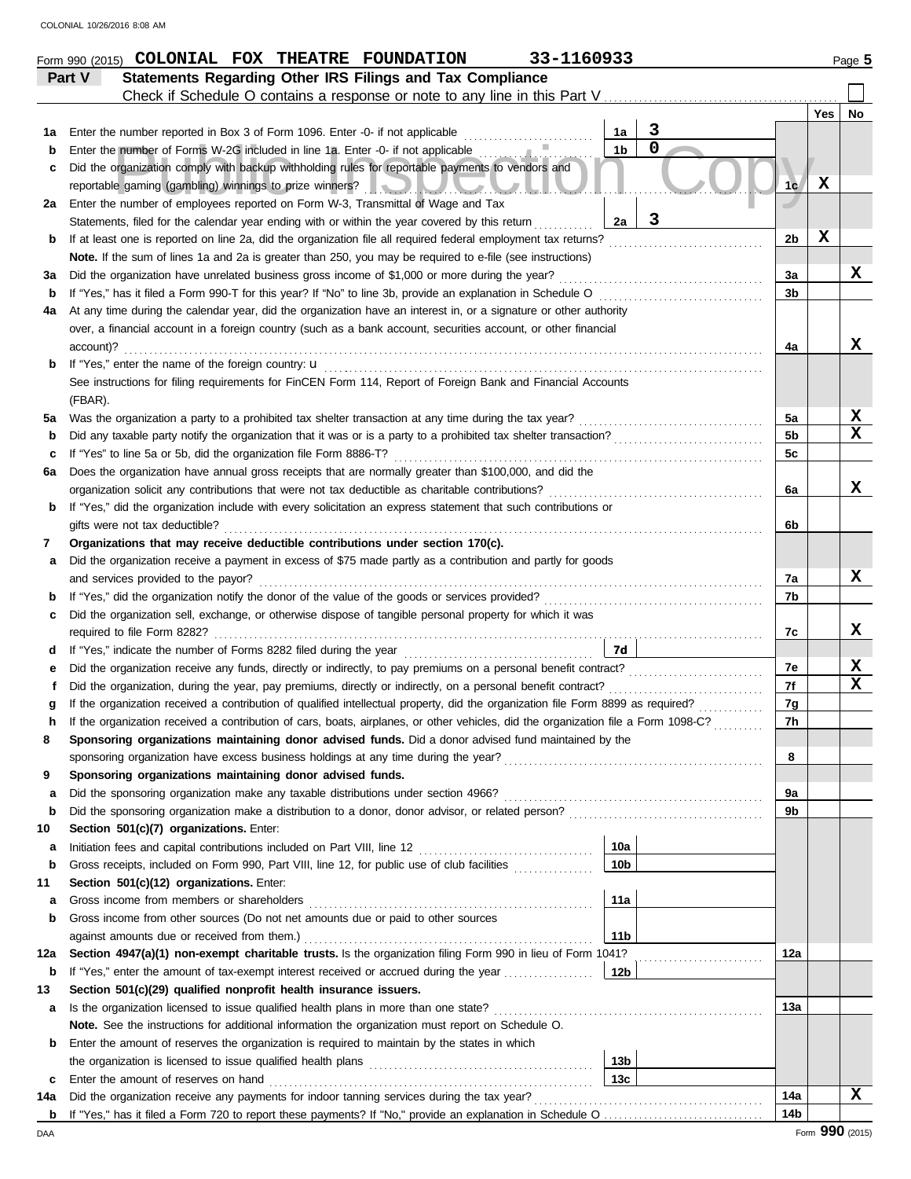Form 990 (2015) **COLONIAL FOX THEATRE FOUNDATION** 33-1160933 Page **5**

## Part V Statements Regarding Other IRS Filings and Tax Compliance

Check if Schedule O contains a response or note to any line in this Part V ☐

| | | | | | Yes | No |
|---|---|---|---|---|---|---|
| **1a** | Enter the number reported in Box 3 of Form 1096. Enter -0- if not applicable | 1a | 3 | | | |
| **b** | Enter the number of Forms W-2G included in line 1a. Enter -0- if not applicable | 1b | 0 | | | |
| **c** | Did the organization comply with backup withholding rules for reportable payments to vendors and reportable gaming (gambling) winnings to prize winners? | | | 1c | X | |
| **2a** | Enter the number of employees reported on Form W-3, Transmittal of Wage and Tax Statements, filed for the calendar year ending with or within the year covered by this return | 2a | 3 | | | |
| **b** | If at least one is reported on line 2a, did the organization file all required federal employment tax returns? | | | 2b | X | |
| | **Note.** If the sum of lines 1a and 2a is greater than 250, you may be required to e-file (see instructions) | | | | | |
| **3a** | Did the organization have unrelated business gross income of $1,000 or more during the year? | | | 3a | | X |
| **b** | If "Yes," has it filed a Form 990-T for this year? If "No" to line 3b, provide an explanation in Schedule O | | | 3b | | |
| **4a** | At any time during the calendar year, did the organization have an interest in, or a signature or other authority over, a financial account in a foreign country (such as a bank account, securities account, or other financial account)? | | | 4a | | X |
| **b** | If "Yes," enter the name of the foreign country: u | | | | | |
| | See instructions for filing requirements for FinCEN Form 114, Report of Foreign Bank and Financial Accounts (FBAR). | | | | | |
| **5a** | Was the organization a party to a prohibited tax shelter transaction at any time during the tax year? | | | 5a | | X |
| **b** | Did any taxable party notify the organization that it was or is a party to a prohibited tax shelter transaction? | | | 5b | | X |
| **c** | If "Yes" to line 5a or 5b, did the organization file Form 8886-T? | | | 5c | | |
| **6a** | Does the organization have annual gross receipts that are normally greater than $100,000, and did the organization solicit any contributions that were not tax deductible as charitable contributions? | | | 6a | | X |
| **b** | If "Yes," did the organization include with every solicitation an express statement that such contributions or gifts were not tax deductible? | | | 6b | | |
| **7** | **Organizations that may receive deductible contributions under section 170(c).** | | | | | |
| **a** | Did the organization receive a payment in excess of $75 made partly as a contribution and partly for goods and services provided to the payor? | | | 7a | | X |
| **b** | If "Yes," did the organization notify the donor of the value of the goods or services provided? | | | 7b | | |
| **c** | Did the organization sell, exchange, or otherwise dispose of tangible personal property for which it was required to file Form 8282? | | | 7c | | X |
| **d** | If "Yes," indicate the number of Forms 8282 filed during the year | 7d | | | | |
| **e** | Did the organization receive any funds, directly or indirectly, to pay premiums on a personal benefit contract? | | | 7e | | X |
| **f** | Did the organization, during the year, pay premiums, directly or indirectly, on a personal benefit contract? | | | 7f | | X |
| **g** | If the organization received a contribution of qualified intellectual property, did the organization file Form 8899 as required? | | | 7g | | |
| **h** | If the organization received a contribution of cars, boats, airplanes, or other vehicles, did the organization file a Form 1098-C? | | | 7h | | |
| **8** | **Sponsoring organizations maintaining donor advised funds.** Did a donor advised fund maintained by the sponsoring organization have excess business holdings at any time during the year? | | | 8 | | |
| **9** | **Sponsoring organizations maintaining donor advised funds.** | | | | | |
| **a** | Did the sponsoring organization make any taxable distributions under section 4966? | | | 9a | | |
| **b** | Did the sponsoring organization make a distribution to a donor, donor advisor, or related person? | | | 9b | | |
| **10** | **Section 501(c)(7) organizations.** Enter: | | | | | |
| **a** | Initiation fees and capital contributions included on Part VIII, line 12 | 10a | | | | |
| **b** | Gross receipts, included on Form 990, Part VIII, line 12, for public use of club facilities | 10b | | | | |
| **11** | **Section 501(c)(12) organizations.** Enter: | | | | | |
| **a** | Gross income from members or shareholders | 11a | | | | |
| **b** | Gross income from other sources (Do not net amounts due or paid to other sources against amounts due or received from them.) | 11b | | | | |
| **12a** | **Section 4947(a)(1) non-exempt charitable trusts.** Is the organization filing Form 990 in lieu of Form 1041? | | | 12a | | |
| **b** | If "Yes," enter the amount of tax-exempt interest received or accrued during the year | 12b | | | | |
| **13** | **Section 501(c)(29) qualified nonprofit health insurance issuers.** | | | | | |
| **a** | Is the organization licensed to issue qualified health plans in more than one state? | | | 13a | | |
| | **Note.** See the instructions for additional information the organization must report on Schedule O. | | | | | |
| **b** | Enter the amount of reserves the organization is required to maintain by the states in which the organization is licensed to issue qualified health plans | 13b | | | | |
| **c** | Enter the amount of reserves on hand | 13c | | | | |
| **14a** | Did the organization receive any payments for indoor tanning services during the tax year? | | | 14a | | X |
| **b** | If "Yes," has it filed a Form 720 to report these payments? If "No," provide an explanation in Schedule O | | | 14b | | |

Form **990** (2015)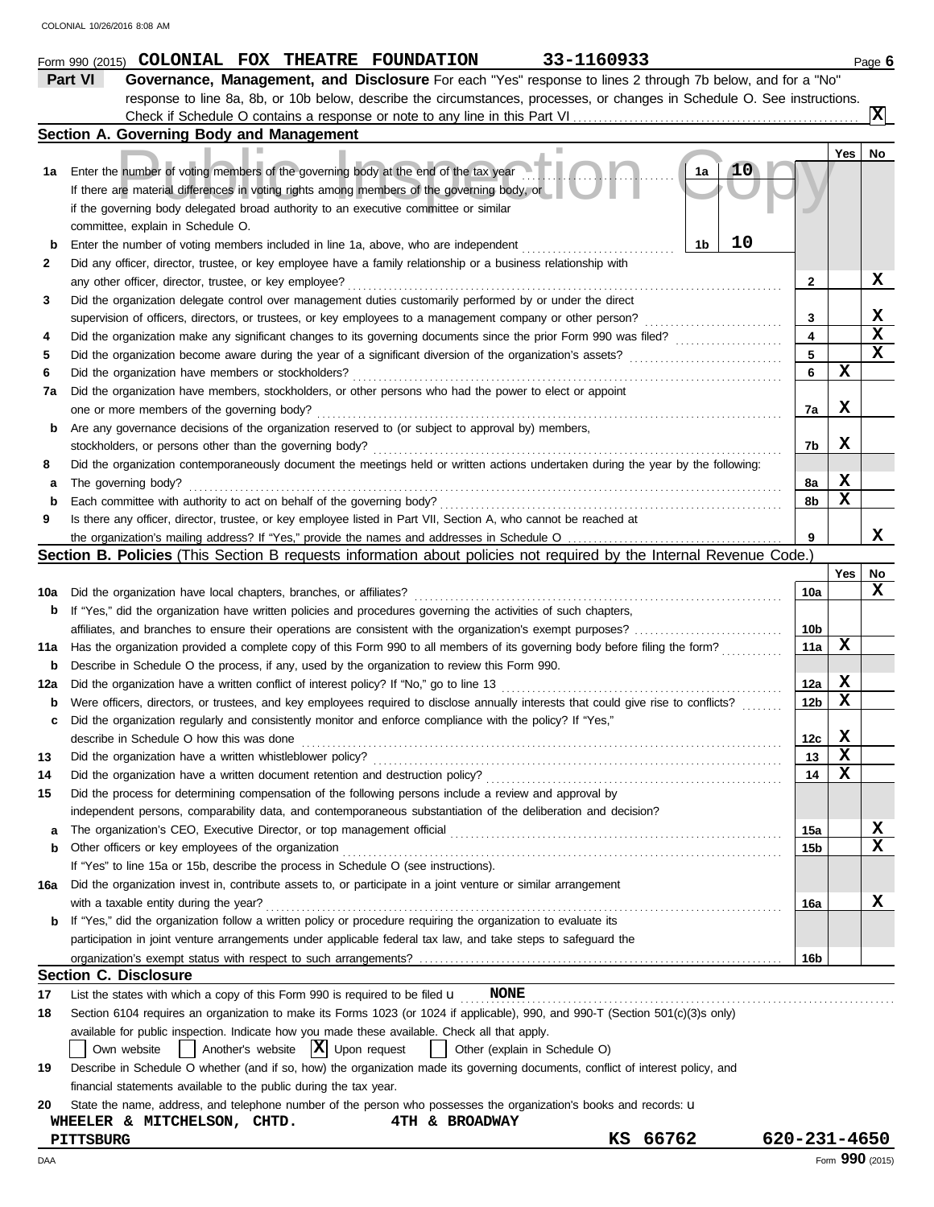Form 990 (2015) **COLONIAL FOX THEATRE FOUNDATION** 33-1160933

## Part VI Governance, Management, and Disclosure

For each "Yes" response to lines 2 through 7b below, and for a "No" response to line 8a, 8b, or 10b below, describe the circumstances, processes, or changes in Schedule O. See instructions.

Check if Schedule O contains a response or note to any line in this Part VI .......... [X]

### Section A. Governing Body and Management

| | | | Yes | No |
|---|---|---|---|---|
| 1a | Enter the number of voting members of the governing body at the end of the tax year ... **1a** 10 <br> If there are material differences in voting rights among members of the governing body, or if the governing body delegated broad authority to an executive committee or similar committee, explain in Schedule O. | | | |
| b | Enter the number of voting members included in line 1a, above, who are independent ... **1b** 10 | | | |
| 2 | Did any officer, director, trustee, or key employee have a family relationship or a business relationship with any other officer, director, trustee, or key employee? | 2 | | X |
| 3 | Did the organization delegate control over management duties customarily performed by or under the direct supervision of officers, directors, or trustees, or key employees to a management company or other person? | 3 | | X |
| 4 | Did the organization make any significant changes to its governing documents since the prior Form 990 was filed? | 4 | | X |
| 5 | Did the organization become aware during the year of a significant diversion of the organization's assets? | 5 | | X |
| 6 | Did the organization have members or stockholders? | 6 | X | |
| 7a | Did the organization have members, stockholders, or other persons who had the power to elect or appoint one or more members of the governing body? | 7a | X | |
| b | Are any governance decisions of the organization reserved to (or subject to approval by) members, stockholders, or persons other than the governing body? | 7b | X | |
| 8 | Did the organization contemporaneously document the meetings held or written actions undertaken during the year by the following: | | | |
| a | The governing body? | 8a | X | |
| b | Each committee with authority to act on behalf of the governing body? | 8b | X | |
| 9 | Is there any officer, director, trustee, or key employee listed in Part VII, Section A, who cannot be reached at the organization's mailing address? If "Yes," provide the names and addresses in Schedule O | 9 | | X |

### Section B. Policies (This Section B requests information about policies not required by the Internal Revenue Code.)

| | | | Yes | No |
|---|---|---|---|---|
| 10a | Did the organization have local chapters, branches, or affiliates? | 10a | | X |
| b | If "Yes," did the organization have written policies and procedures governing the activities of such chapters, affiliates, and branches to ensure their operations are consistent with the organization's exempt purposes? | 10b | | |
| 11a | Has the organization provided a complete copy of this Form 990 to all members of its governing body before filing the form? | 11a | X | |
| b | Describe in Schedule O the process, if any, used by the organization to review this Form 990. | | | |
| 12a | Did the organization have a written conflict of interest policy? If "No," go to line 13 | 12a | X | |
| b | Were officers, directors, or trustees, and key employees required to disclose annually interests that could give rise to conflicts? | 12b | X | |
| c | Did the organization regularly and consistently monitor and enforce compliance with the policy? If "Yes," describe in Schedule O how this was done | 12c | X | |
| 13 | Did the organization have a written whistleblower policy? | 13 | X | |
| 14 | Did the organization have a written document retention and destruction policy? | 14 | X | |
| 15 | Did the process for determining compensation of the following persons include a review and approval by independent persons, comparability data, and contemporaneous substantiation of the deliberation and decision? | | | |
| a | The organization's CEO, Executive Director, or top management official | 15a | | X |
| b | Other officers or key employees of the organization | 15b | | X |
| | If "Yes" to line 15a or 15b, describe the process in Schedule O (see instructions). | | | |
| 16a | Did the organization invest in, contribute assets to, or participate in a joint venture or similar arrangement with a taxable entity during the year? | 16a | | X |
| b | If "Yes," did the organization follow a written policy or procedure requiring the organization to evaluate its participation in joint venture arrangements under applicable federal tax law, and take steps to safeguard the organization's exempt status with respect to such arrangements? | 16b | | |

### Section C. Disclosure

17 List the states with which a copy of this Form 990 is required to be filed **NONE**

18 Section 6104 requires an organization to make its Forms 1023 (or 1024 if applicable), 990, and 990-T (Section 501(c)(3)s only) available for public inspection. Indicate how you made these available. Check all that apply.

[ ] Own website [ ] Another's website [X] Upon request [ ] Other (explain in Schedule O)

19 Describe in Schedule O whether (and if so, how) the organization made its governing documents, conflict of interest policy, and financial statements available to the public during the tax year.

20 State the name, address, and telephone number of the person who possesses the organization's books and records:

**WHEELER & MITCHELSON, CHTD.** **4TH & BROADWAY**
**PITTSBURG** **KS 66762** **620-231-4650**

Form **990** (2015)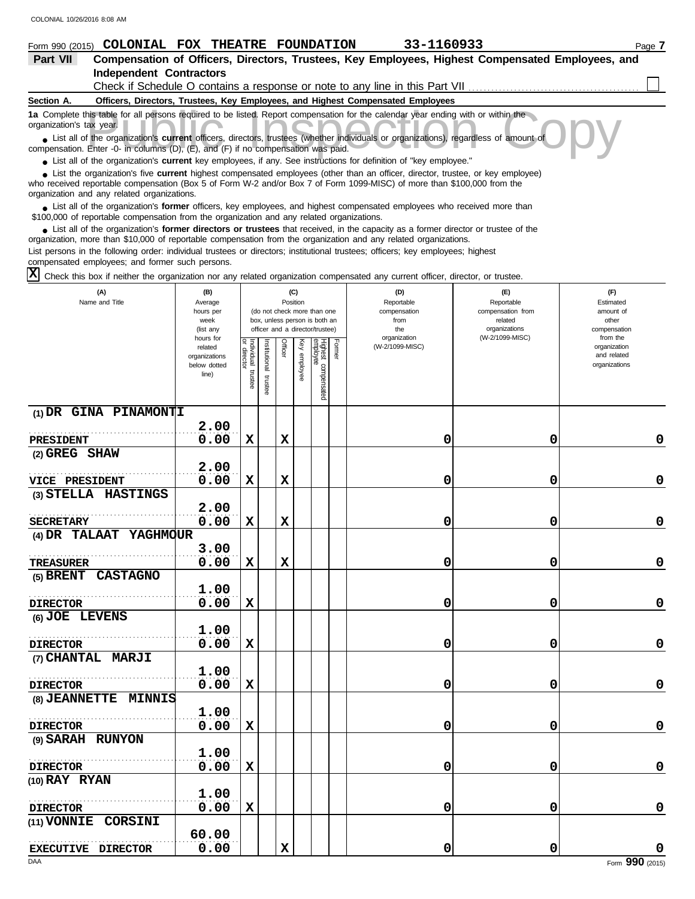Form 990 (2015) **COLONIAL FOX THEATRE FOUNDATION** **33-1160933** Page **7**

## Part VII Compensation of Officers, Directors, Trustees, Key Employees, Highest Compensated Employees, and Independent Contractors

Check if Schedule O contains a response or note to any line in this Part VII ☐

### Section A. Officers, Directors, Trustees, Key Employees, and Highest Compensated Employees

**1a** Complete this table for all persons required to be listed. Report compensation for the calendar year ending with or within the organization's tax year.

- List all of the organization's **current** officers, directors, trustees (whether individuals or organizations), regardless of amount of compensation. Enter -0- in columns (D), (E), and (F) if no compensation was paid.
- List all of the organization's **current** key employees, if any. See instructions for definition of "key employee."
- List the organization's five **current** highest compensated employees (other than an officer, director, trustee, or key employee) who received reportable compensation (Box 5 of Form W-2 and/or Box 7 of Form 1099-MISC) of more than $100,000 from the organization and any related organizations.
- List all of the organization's **former** officers, key employees, and highest compensated employees who received more than $100,000 of reportable compensation from the organization and any related organizations.
- List all of the organization's **former directors or trustees** that received, in the capacity as a former director or trustee of the organization, more than $10,000 of reportable compensation from the organization and any related organizations.

List persons in the following order: individual trustees or directors; institutional trustees; officers; key employees; highest compensated employees; and former such persons.

☒ Check this box if neither the organization nor any related organization compensated any current officer, director, or trustee.

| (A) Name and Title | (B) Average hours per week (list any hours for related organizations below dotted line) | (C) Position: Individual trustee or director | Institutional trustee | Officer | Key employee | Highest compensated employee | Former | (D) Reportable compensation from the organization (W-2/1099-MISC) | (E) Reportable compensation from related organizations (W-2/1099-MISC) | (F) Estimated amount of other compensation from the organization and related organizations |
|---|---|---|---|---|---|---|---|---|---|---|
| (1) DR GINA PINAMONTI<br>PRESIDENT | 2.00<br>0.00 | X | | X | | | | 0 | 0 | 0 |
| (2) GREG SHAW<br>VICE PRESIDENT | 2.00<br>0.00 | X | | X | | | | 0 | 0 | 0 |
| (3) STELLA HASTINGS<br>SECRETARY | 2.00<br>0.00 | X | | X | | | | 0 | 0 | 0 |
| (4) DR TALAAT YAGHMOUR<br>TREASURER | 3.00<br>0.00 | X | | X | | | | 0 | 0 | 0 |
| (5) BRENT CASTAGNO<br>DIRECTOR | 1.00<br>0.00 | X | | | | | | 0 | 0 | 0 |
| (6) JOE LEVENS<br>DIRECTOR | 1.00<br>0.00 | X | | | | | | 0 | 0 | 0 |
| (7) CHANTAL MARJI<br>DIRECTOR | 1.00<br>0.00 | X | | | | | | 0 | 0 | 0 |
| (8) JEANNETTE MINNIS<br>DIRECTOR | 1.00<br>0.00 | X | | | | | | 0 | 0 | 0 |
| (9) SARAH RUNYON<br>DIRECTOR | 1.00<br>0.00 | X | | | | | | 0 | 0 | 0 |
| (10) RAY RYAN<br>DIRECTOR | 1.00<br>0.00 | X | | | | | | 0 | 0 | 0 |
| (11) VONNIE CORSINI<br>EXECUTIVE DIRECTOR | 60.00<br>0.00 | | | X | | | | 0 | 0 | 0 |

Form **990** (2015)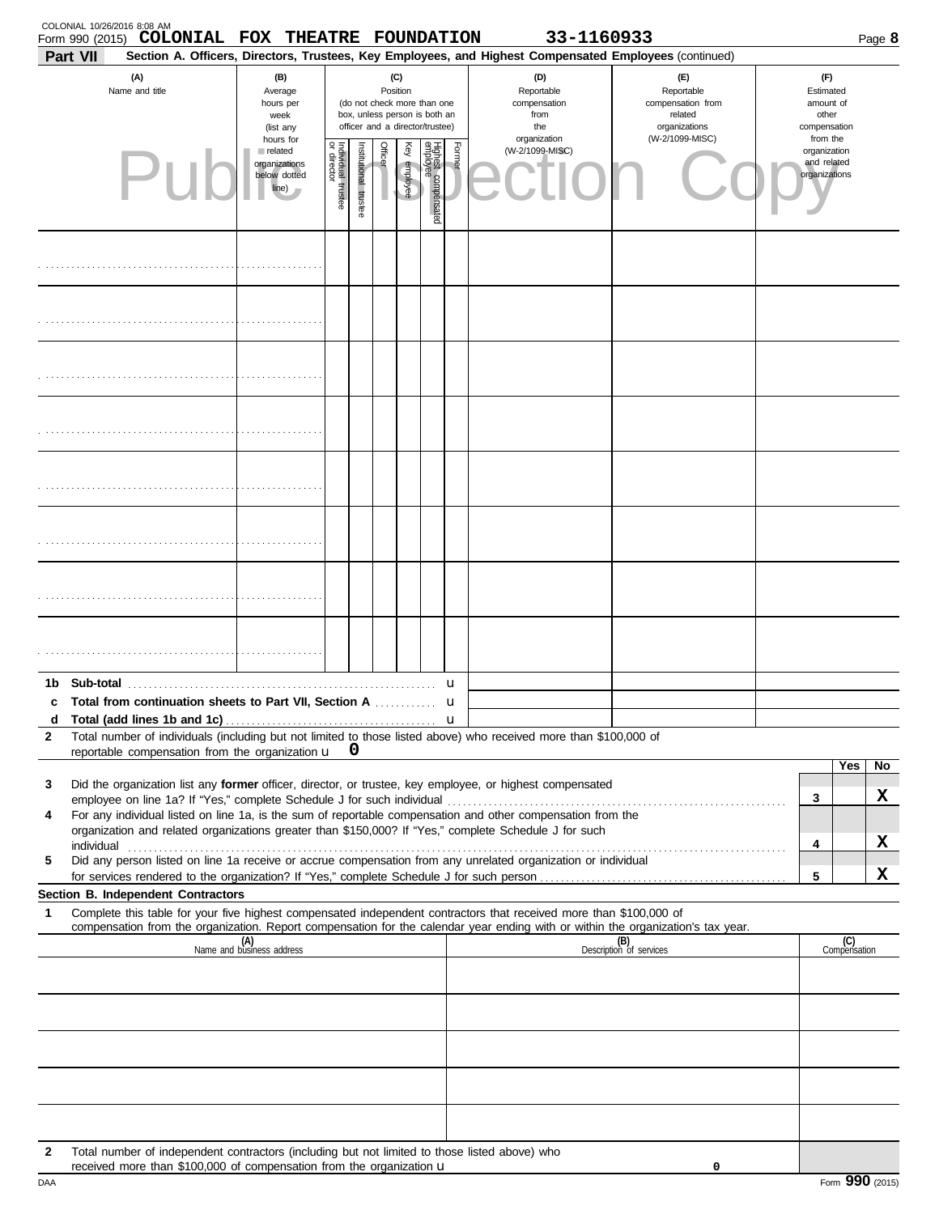COLONIAL 10/26/2016 8:08 AM

Form 990 (2015) **COLONIAL FOX THEATRE FOUNDATION** **33-1160933** Page **8**

**Part VII** **Section A. Officers, Directors, Trustees, Key Employees, and Highest Compensated Employees** (continued)

| (A) Name and title | (B) Average hours per week (list any hours for related organizations below dotted line) | (C) Position (do not check more than one box, unless person is both an officer and a director/trustee): Individual trustee or director | Institutional trustee | Officer | Key employee | Highest compensated employee | Former | (D) Reportable compensation from the organization (W-2/1099-MISC) | (E) Reportable compensation from related organizations (W-2/1099-MISC) | (F) Estimated amount of other compensation from the organization and related organizations |
|---|---|---|---|---|---|---|---|---|---|---|
| | | | | | | | | | | |
| | | | | | | | | | | |
| | | | | | | | | | | |
| | | | | | | | | | | |
| | | | | | | | | | | |
| | | | | | | | | | | |
| | | | | | | | | | | |
| | | | | | | | | | | |

**1b Sub-total** u

**c Total from continuation sheets to Part VII, Section A** u

**d Total (add lines 1b and 1c)** u

**2** Total number of individuals (including but not limited to those listed above) who received more than $100,000 of reportable compensation from the organization u **0**

| | | | Yes | No |
|---|---|---|---|---|
| **3** | Did the organization list any **former** officer, director, or trustee, key employee, or highest compensated employee on line 1a? If "Yes," complete Schedule J for such individual | 3 | | **X** |
| **4** | For any individual listed on line 1a, is the sum of reportable compensation and other compensation from the organization and related organizations greater than $150,000? If "Yes," complete Schedule J for such individual | 4 | | **X** |
| **5** | Did any person listed on line 1a receive or accrue compensation from any unrelated organization or individual for services rendered to the organization? If "Yes," complete Schedule J for such person | 5 | | **X** |

**Section B. Independent Contractors**

**1** Complete this table for your five highest compensated independent contractors that received more than $100,000 of compensation from the organization. Report compensation for the calendar year ending with or within the organization's tax year.

| (A) Name and business address | (B) Description of services | (C) Compensation |
|---|---|---|
| | | |
| | | |
| | | |
| | | |
| | | |

**2** Total number of independent contractors (including but not limited to those listed above) who received more than $100,000 of compensation from the organization u **0**

DAA Form **990** (2015)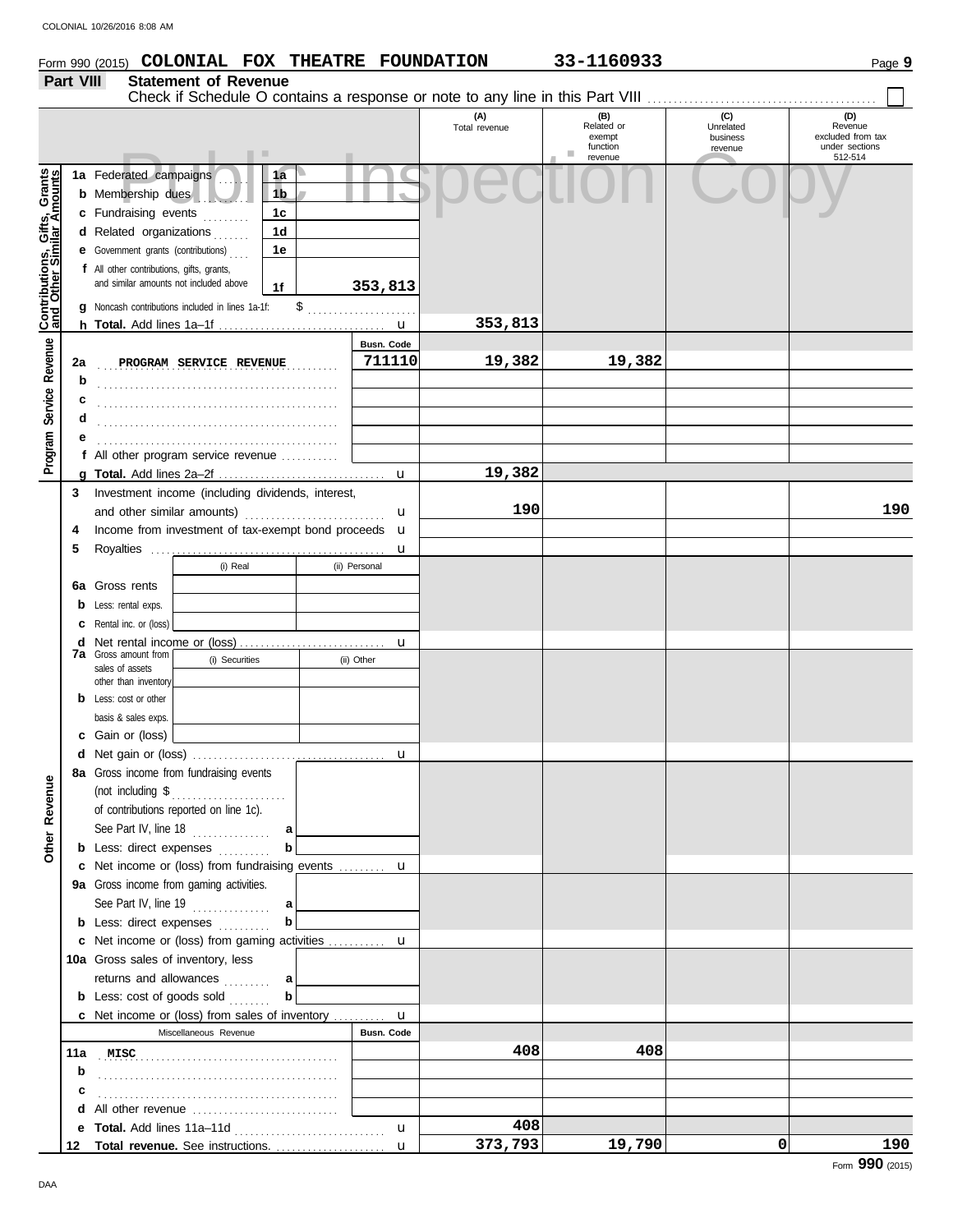COLONIAL 10/26/2016 8:08 AM

Form 990 (2015) **COLONIAL FOX THEATRE FOUNDATION** **33-1160933** Page **9**

## Part VIII Statement of Revenue

Check if Schedule O contains a response or note to any line in this Part VIII ☐

| | | | (A) Total revenue | (B) Related or exempt function revenue | (C) Unrelated business revenue | (D) Revenue excluded from tax under sections 512-514 |
|---|---|---|---|---|---|---|
| **Contributions, Gifts, Grants and Other Similar Amounts** | 1a Federated campaigns | 1a | | | | |
| | b Membership dues | 1b | | | | |
| | c Fundraising events | 1c | | | | |
| | d Related organizations | 1d | | | | |
| | e Government grants (contributions) | 1e | | | | |
| | f All other contributions, gifts, grants, and similar amounts not included above | 1f 353,813 | | | | |
| | g Noncash contributions included in lines 1a-1f: $ | | | | | |
| | h **Total.** Add lines 1a–1f | | 353,813 | | | |
| **Program Service Revenue** | | Busn. Code | | | | |
| | 2a PROGRAM SERVICE REVENUE | 711110 | 19,382 | 19,382 | | |
| | b | | | | | |
| | c | | | | | |
| | d | | | | | |
| | e | | | | | |
| | f All other program service revenue | | | | | |
| | g **Total.** Add lines 2a–2f | | 19,382 | | | |
| **Other Revenue** | 3 Investment income (including dividends, interest, and other similar amounts) | | 190 | | | 190 |
| | 4 Income from investment of tax-exempt bond proceeds | | | | | |
| | 5 Royalties | | | | | |
| | 6a Gross rents — (i) Real / (ii) Personal | | | | | |
| | b Less: rental exps. | | | | | |
| | c Rental inc. or (loss) | | | | | |
| | d Net rental income or (loss) | | | | | |
| | 7a Gross amount from sales of assets other than inventory — (i) Securities / (ii) Other | | | | | |
| | b Less: cost or other basis & sales exps. | | | | | |
| | c Gain or (loss) | | | | | |
| | d Net gain or (loss) | | | | | |
| | 8a Gross income from fundraising events (not including $ of contributions reported on line 1c). See Part IV, line 18 | a | | | | |
| | b Less: direct expenses | b | | | | |
| | c Net income or (loss) from fundraising events | | | | | |
| | 9a Gross income from gaming activities. See Part IV, line 19 | a | | | | |
| | b Less: direct expenses | b | | | | |
| | c Net income or (loss) from gaming activities | | | | | |
| | 10a Gross sales of inventory, less returns and allowances | a | | | | |
| | b Less: cost of goods sold | b | | | | |
| | c Net income or (loss) from sales of inventory | | | | | |
| | Miscellaneous Revenue | Busn. Code | | | | |
| | 11a MISC | | 408 | 408 | | |
| | b | | | | | |
| | c | | | | | |
| | d All other revenue | | | | | |
| | e **Total.** Add lines 11a–11d | | 408 | | | |
| | 12 **Total revenue.** See instructions. | | 373,793 | 19,790 | 0 | 190 |

Form **990** (2015)

DAA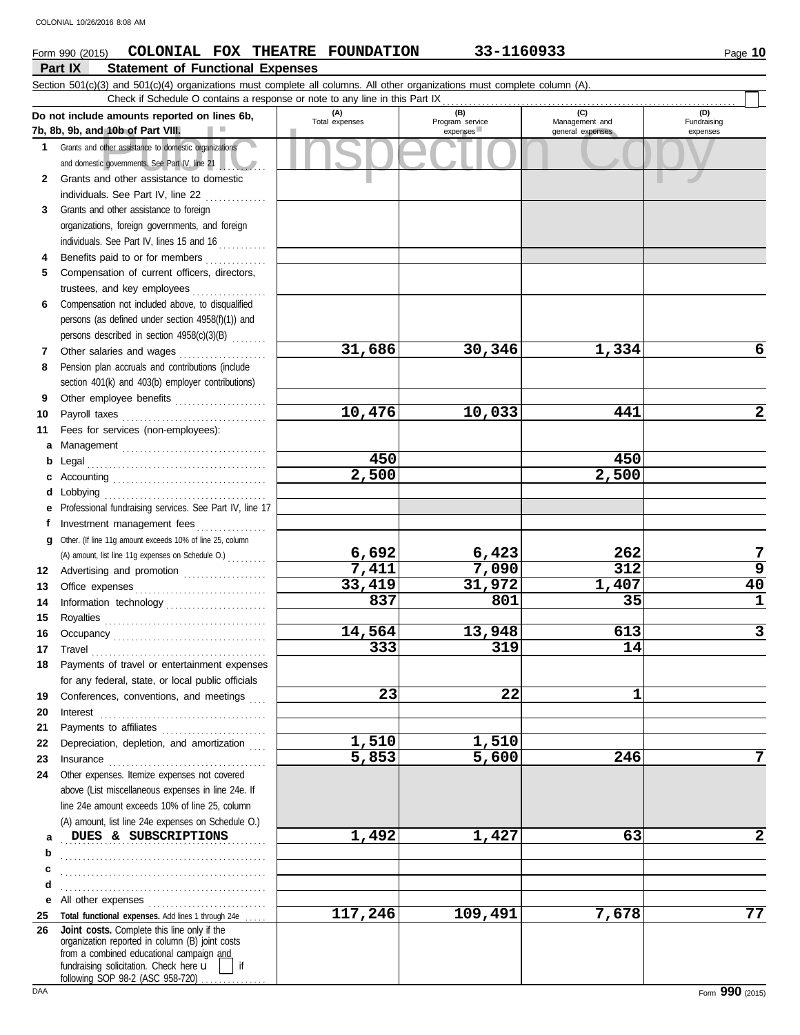Form 990 (2015) **COLONIAL FOX THEATRE FOUNDATION** 33-1160933

## Part IX Statement of Functional Expenses

Section 501(c)(3) and 501(c)(4) organizations must complete all columns. All other organizations must complete column (A).

Check if Schedule O contains a response or note to any line in this Part IX

| Do not include amounts reported on lines 6b, 7b, 8b, 9b, and 10b of Part VIII. | (A) Total expenses | (B) Program service expenses | (C) Management and general expenses | (D) Fundraising expenses |
|---|---|---|---|---|
| **1** Grants and other assistance to domestic organizations and domestic governments. See Part IV, line 21 | | | | |
| **2** Grants and other assistance to domestic individuals. See Part IV, line 22 | | | | |
| **3** Grants and other assistance to foreign organizations, foreign governments, and foreign individuals. See Part IV, lines 15 and 16 | | | | |
| **4** Benefits paid to or for members | | | | |
| **5** Compensation of current officers, directors, trustees, and key employees | | | | |
| **6** Compensation not included above, to disqualified persons (as defined under section 4958(f)(1)) and persons described in section 4958(c)(3)(B) | | | | |
| **7** Other salaries and wages | 31,686 | 30,346 | 1,334 | 6 |
| **8** Pension plan accruals and contributions (include section 401(k) and 403(b) employer contributions) | | | | |
| **9** Other employee benefits | | | | |
| **10** Payroll taxes | 10,476 | 10,033 | 441 | 2 |
| **11** Fees for services (non-employees): | | | | |
| **a** Management | | | | |
| **b** Legal | 450 | | 450 | |
| **c** Accounting | 2,500 | | 2,500 | |
| **d** Lobbying | | | | |
| **e** Professional fundraising services. See Part IV, line 17 | | | | |
| **f** Investment management fees | | | | |
| **g** Other. (If line 11g amount exceeds 10% of line 25, column (A) amount, list line 11g expenses on Schedule O.) | 6,692 | 6,423 | 262 | 7 |
| **12** Advertising and promotion | 7,411 | 7,090 | 312 | 9 |
| **13** Office expenses | 33,419 | 31,972 | 1,407 | 40 |
| **14** Information technology | 837 | 801 | 35 | 1 |
| **15** Royalties | | | | |
| **16** Occupancy | 14,564 | 13,948 | 613 | 3 |
| **17** Travel | 333 | 319 | 14 | |
| **18** Payments of travel or entertainment expenses for any federal, state, or local public officials | | | | |
| **19** Conferences, conventions, and meetings | 23 | 22 | 1 | |
| **20** Interest | | | | |
| **21** Payments to affiliates | | | | |
| **22** Depreciation, depletion, and amortization | 1,510 | 1,510 | | |
| **23** Insurance | 5,853 | 5,600 | 246 | 7 |
| **24** Other expenses. Itemize expenses not covered above (List miscellaneous expenses in line 24e. If line 24e amount exceeds 10% of line 25, column (A) amount, list line 24e expenses on Schedule O.) | | | | |
| **a** DUES & SUBSCRIPTIONS | 1,492 | 1,427 | 63 | 2 |
| **b** | | | | |
| **c** | | | | |
| **d** | | | | |
| **e** All other expenses | | | | |
| **25** **Total functional expenses.** Add lines 1 through 24e | 117,246 | 109,491 | 7,678 | 77 |
| **26** **Joint costs.** Complete this line only if the organization reported in column (B) joint costs from a combined educational campaign and fundraising solicitation. Check here ☐ if following SOP 98-2 (ASC 958-720) | | | | |

Form **990** (2015)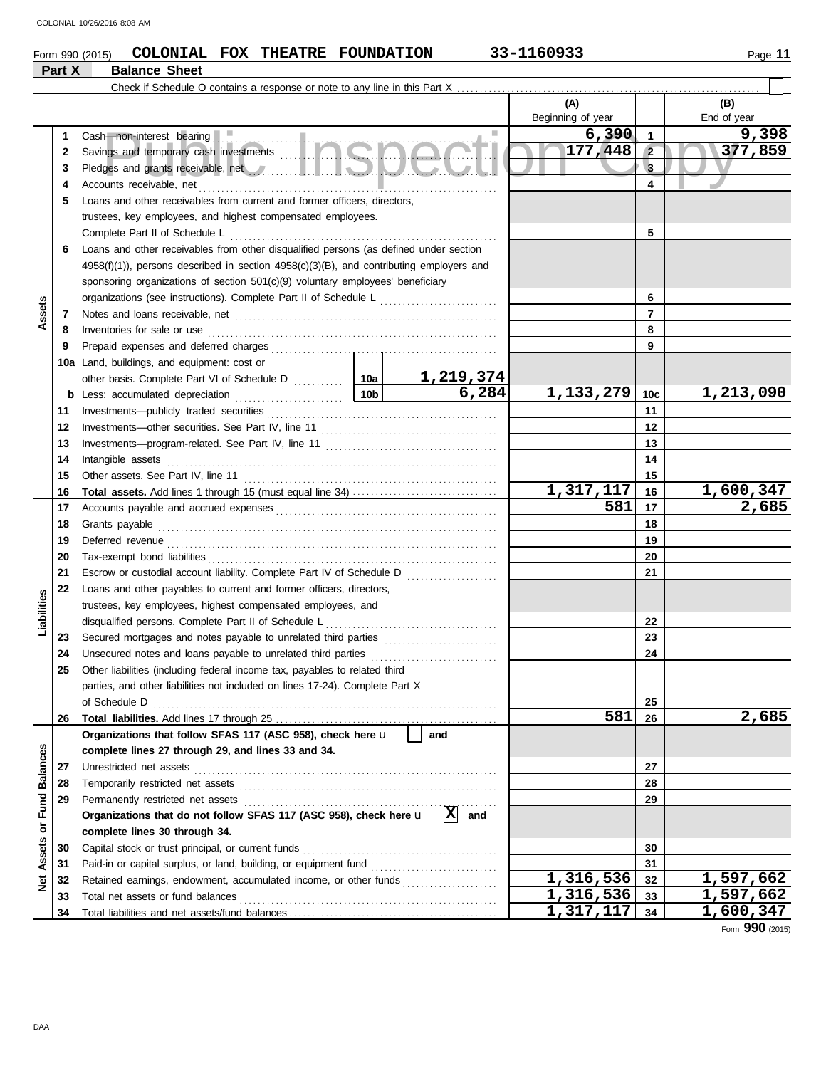COLONIAL 10/26/2016 8:08 AM

Form 990 (2015) **COLONIAL FOX THEATRE FOUNDATION** **33-1160933**

**Part X Balance Sheet**

Check if Schedule O contains a response or note to any line in this Part X . . . . . ☐

| | | | | (A) Beginning of year | | (B) End of year |
|---|---|---|---|---|---|---|
| Assets | 1 | Cash—non-interest bearing | | 6,390 | 1 | 9,398 |
| | 2 | Savings and temporary cash investments | | 177,448 | 2 | 377,859 |
| | 3 | Pledges and grants receivable, net | | | 3 | |
| | 4 | Accounts receivable, net | | | 4 | |
| | 5 | Loans and other receivables from current and former officers, directors, trustees, key employees, and highest compensated employees. Complete Part II of Schedule L | | | 5 | |
| | 6 | Loans and other receivables from other disqualified persons (as defined under section 4958(f)(1)), persons described in section 4958(c)(3)(B), and contributing employers and sponsoring organizations of section 501(c)(9) voluntary employees' beneficiary organizations (see instructions). Complete Part II of Schedule L | | | 6 | |
| | 7 | Notes and loans receivable, net | | | 7 | |
| | 8 | Inventories for sale or use | | | 8 | |
| | 9 | Prepaid expenses and deferred charges | | | 9 | |
| | 10a | Land, buildings, and equipment: cost or other basis. Complete Part VI of Schedule D | 10a 1,219,374 | | | |
| | b | Less: accumulated depreciation | 10b 6,284 | 1,133,279 | 10c | 1,213,090 |
| | 11 | Investments—publicly traded securities | | | 11 | |
| | 12 | Investments—other securities. See Part IV, line 11 | | | 12 | |
| | 13 | Investments—program-related. See Part IV, line 11 | | | 13 | |
| | 14 | Intangible assets | | | 14 | |
| | 15 | Other assets. See Part IV, line 11 | | | 15 | |
| | 16 | **Total assets.** Add lines 1 through 15 (must equal line 34) | | 1,317,117 | 16 | 1,600,347 |
| Liabilities | 17 | Accounts payable and accrued expenses | | 581 | 17 | 2,685 |
| | 18 | Grants payable | | | 18 | |
| | 19 | Deferred revenue | | | 19 | |
| | 20 | Tax-exempt bond liabilities | | | 20 | |
| | 21 | Escrow or custodial account liability. Complete Part IV of Schedule D | | | 21 | |
| | 22 | Loans and other payables to current and former officers, directors, trustees, key employees, highest compensated employees, and disqualified persons. Complete Part II of Schedule L | | | 22 | |
| | 23 | Secured mortgages and notes payable to unrelated third parties | | | 23 | |
| | 24 | Unsecured notes and loans payable to unrelated third parties | | | 24 | |
| | 25 | Other liabilities (including federal income tax, payables to related third parties, and other liabilities not included on lines 17-24). Complete Part X of Schedule D | | | 25 | |
| | 26 | **Total liabilities.** Add lines 17 through 25 | | 581 | 26 | 2,685 |
| Net Assets or Fund Balances | | **Organizations that follow SFAS 117 (ASC 958), check here** ☐ **and complete lines 27 through 29, and lines 33 and 34.** | | | | |
| | 27 | Unrestricted net assets | | | 27 | |
| | 28 | Temporarily restricted net assets | | | 28 | |
| | 29 | Permanently restricted net assets | | | 29 | |
| | | **Organizations that do not follow SFAS 117 (ASC 958), check here** ☒ **and complete lines 30 through 34.** | | | | |
| | 30 | Capital stock or trust principal, or current funds | | | 30 | |
| | 31 | Paid-in or capital surplus, or land, building, or equipment fund | | | 31 | |
| | 32 | Retained earnings, endowment, accumulated income, or other funds | | 1,316,536 | 32 | 1,597,662 |
| | 33 | Total net assets or fund balances | | 1,316,536 | 33 | 1,597,662 |
| | 34 | Total liabilities and net assets/fund balances | | 1,317,117 | 34 | 1,600,347 |

Form **990** (2015)

DAA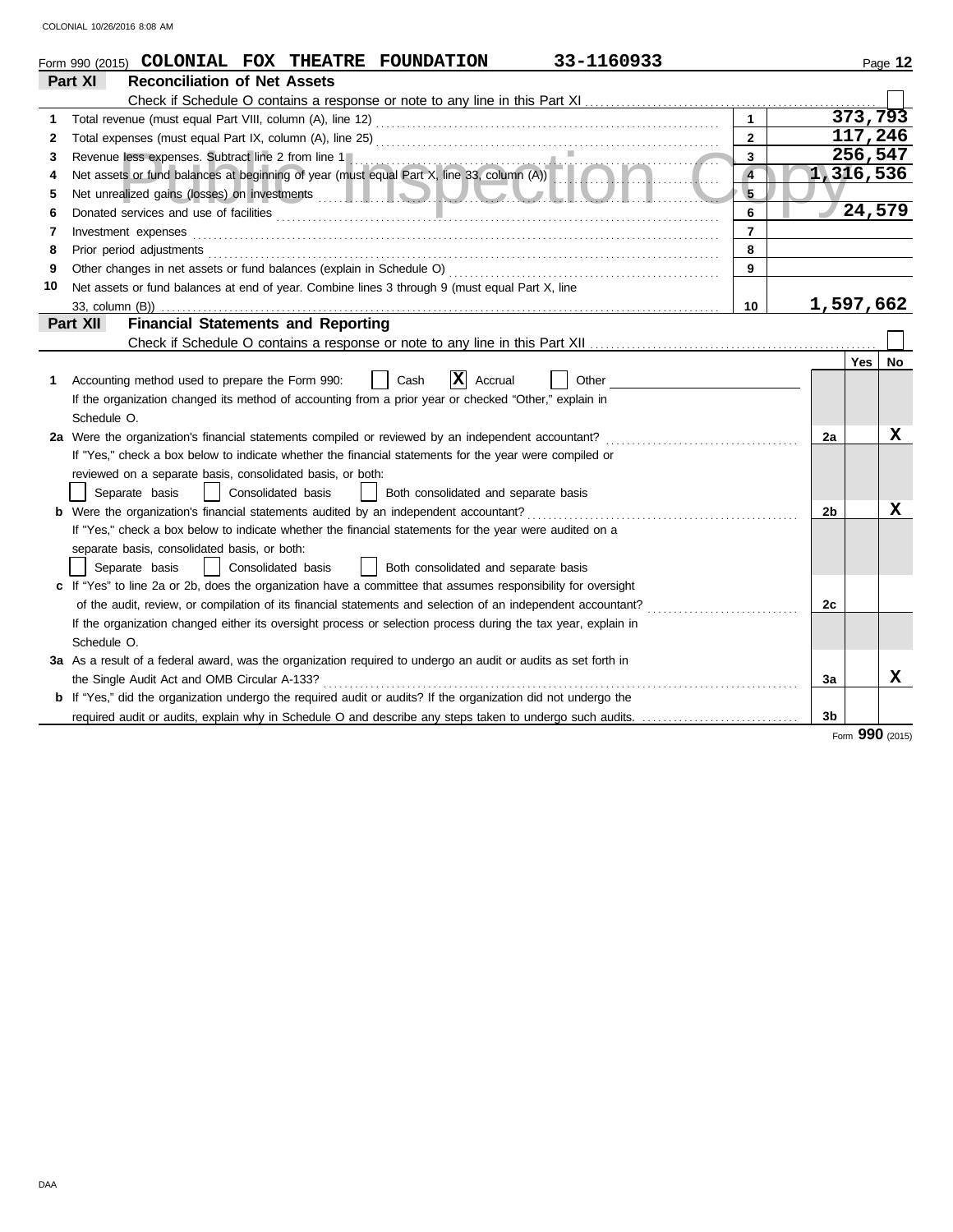COLONIAL 10/26/2016 8:08 AM

Form 990 (2015) **COLONIAL FOX THEATRE FOUNDATION** **33-1160933**

## Part XI Reconciliation of Net Assets

Check if Schedule O contains a response or note to any line in this Part XI ☐

| | | | |
|---|---|---|---|
| 1 | Total revenue (must equal Part VIII, column (A), line 12) | 1 | 373,793 |
| 2 | Total expenses (must equal Part IX, column (A), line 25) | 2 | 117,246 |
| 3 | Revenue less expenses. Subtract line 2 from line 1 | 3 | 256,547 |
| 4 | Net assets or fund balances at beginning of year (must equal Part X, line 33, column (A)) | 4 | 1,316,536 |
| 5 | Net unrealized gains (losses) on investments | 5 | |
| 6 | Donated services and use of facilities | 6 | 24,579 |
| 7 | Investment expenses | 7 | |
| 8 | Prior period adjustments | 8 | |
| 9 | Other changes in net assets or fund balances (explain in Schedule O) | 9 | |
| 10 | Net assets or fund balances at end of year. Combine lines 3 through 9 (must equal Part X, line 33, column (B)) | 10 | 1,597,662 |

## Part XII Financial Statements and Reporting

Check if Schedule O contains a response or note to any line in this Part XII ☐

| | | | Yes | No |
|---|---|---|---|---|
| 1 | Accounting method used to prepare the Form 990: ☐ Cash ☒ Accrual ☐ Other<br>If the organization changed its method of accounting from a prior year or checked "Other," explain in Schedule O. | | | |
| 2a | Were the organization's financial statements compiled or reviewed by an independent accountant?<br>If "Yes," check a box below to indicate whether the financial statements for the year were compiled or reviewed on a separate basis, consolidated basis, or both:<br>☐ Separate basis ☐ Consolidated basis ☐ Both consolidated and separate basis | 2a | | X |
| b | Were the organization's financial statements audited by an independent accountant?<br>If "Yes," check a box below to indicate whether the financial statements for the year were audited on a separate basis, consolidated basis, or both:<br>☐ Separate basis ☐ Consolidated basis ☐ Both consolidated and separate basis | 2b | | X |
| c | If "Yes" to line 2a or 2b, does the organization have a committee that assumes responsibility for oversight of the audit, review, or compilation of its financial statements and selection of an independent accountant?<br>If the organization changed either its oversight process or selection process during the tax year, explain in Schedule O. | 2c | | |
| 3a | As a result of a federal award, was the organization required to undergo an audit or audits as set forth in the Single Audit Act and OMB Circular A-133? | 3a | | X |
| b | If "Yes," did the organization undergo the required audit or audits? If the organization did not undergo the required audit or audits, explain why in Schedule O and describe any steps taken to undergo such audits. | 3b | | |

Form **990** (2015)

DAA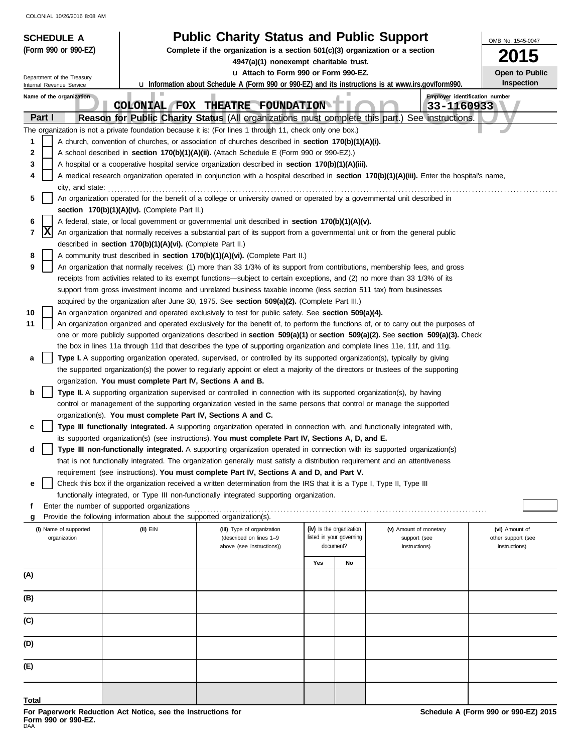**SCHEDULE A**
**(Form 990 or 990-EZ)**

Department of the Treasury
Internal Revenue Service

# Public Charity Status and Public Support

**Complete if the organization is a section 501(c)(3) organization or a section 4947(a)(1) nonexempt charitable trust.**

u Attach to Form 990 or Form 990-EZ.

u **Information about Schedule A (Form 990 or 990-EZ) and its instructions is at www.irs.gov/form990.**

OMB No. 1545-0047

**2015**

**Open to Public Inspection**

Name of the organization: **COLONIAL FOX THEATRE FOUNDATION**

Employer identification number: **33-1160933**

## Part I — Reason for Public Charity Status (All organizations must complete this part.) See instructions.

The organization is not a private foundation because it is: (For lines 1 through 11, check only one box.)

1. [ ] A church, convention of churches, or association of churches described in **section 170(b)(1)(A)(i).**
2. [ ] A school described in **section 170(b)(1)(A)(ii).** (Attach Schedule E (Form 990 or 990-EZ).)
3. [ ] A hospital or a cooperative hospital service organization described in **section 170(b)(1)(A)(iii).**
4. [ ] A medical research organization operated in conjunction with a hospital described in **section 170(b)(1)(A)(iii).** Enter the hospital's name, city, and state:
5. [ ] An organization operated for the benefit of a college or university owned or operated by a governmental unit described in **section 170(b)(1)(A)(iv).** (Complete Part II.)
6. [ ] A federal, state, or local government or governmental unit described in **section 170(b)(1)(A)(v).**
7. [X] An organization that normally receives a substantial part of its support from a governmental unit or from the general public described in **section 170(b)(1)(A)(vi).** (Complete Part II.)
8. [ ] A community trust described in **section 170(b)(1)(A)(vi).** (Complete Part II.)
9. [ ] An organization that normally receives: (1) more than 33 1/3% of its support from contributions, membership fees, and gross receipts from activities related to its exempt functions—subject to certain exceptions, and (2) no more than 33 1/3% of its support from gross investment income and unrelated business taxable income (less section 511 tax) from businesses acquired by the organization after June 30, 1975. See **section 509(a)(2).** (Complete Part III.)
10. [ ] An organization organized and operated exclusively to test for public safety. See **section 509(a)(4).**
11. [ ] An organization organized and operated exclusively for the benefit of, to perform the functions of, or to carry out the purposes of one or more publicly supported organizations described in **section 509(a)(1)** or **section 509(a)(2).** See **section 509(a)(3).** Check the box in lines 11a through 11d that describes the type of supporting organization and complete lines 11e, 11f, and 11g.

a. [ ] **Type I.** A supporting organization operated, supervised, or controlled by its supported organization(s), typically by giving the supported organization(s) the power to regularly appoint or elect a majority of the directors or trustees of the supporting organization. **You must complete Part IV, Sections A and B.**

b. [ ] **Type II.** A supporting organization supervised or controlled in connection with its supported organization(s), by having control or management of the supporting organization vested in the same persons that control or manage the supported organization(s). **You must complete Part IV, Sections A and C.**

c. [ ] **Type III functionally integrated.** A supporting organization operated in connection with, and functionally integrated with, its supported organization(s) (see instructions). **You must complete Part IV, Sections A, D, and E.**

d. [ ] **Type III non-functionally integrated.** A supporting organization operated in connection with its supported organization(s) that is not functionally integrated. The organization generally must satisfy a distribution requirement and an attentiveness requirement (see instructions). **You must complete Part IV, Sections A and D, and Part V.**

e. [ ] Check this box if the organization received a written determination from the IRS that it is a Type I, Type II, Type III functionally integrated, or Type III non-functionally integrated supporting organization.

f. Enter the number of supported organizations

g. Provide the following information about the supported organization(s).

| (i) Name of supported organization | (ii) EIN | (iii) Type of organization (described on lines 1–9 above (see instructions)) | (iv) Is the organization listed in your governing document? | | (v) Amount of monetary support (see instructions) | (vi) Amount of other support (see instructions) |
|---|---|---|---|---|---|---|
| | | | Yes | No | | |
| (A) | | | | | | |
| (B) | | | | | | |
| (C) | | | | | | |
| (D) | | | | | | |
| (E) | | | | | | |
| Total | | | | | | |

**For Paperwork Reduction Act Notice, see the Instructions for Form 990 or 990-EZ.**

**Schedule A (Form 990 or 990-EZ) 2015**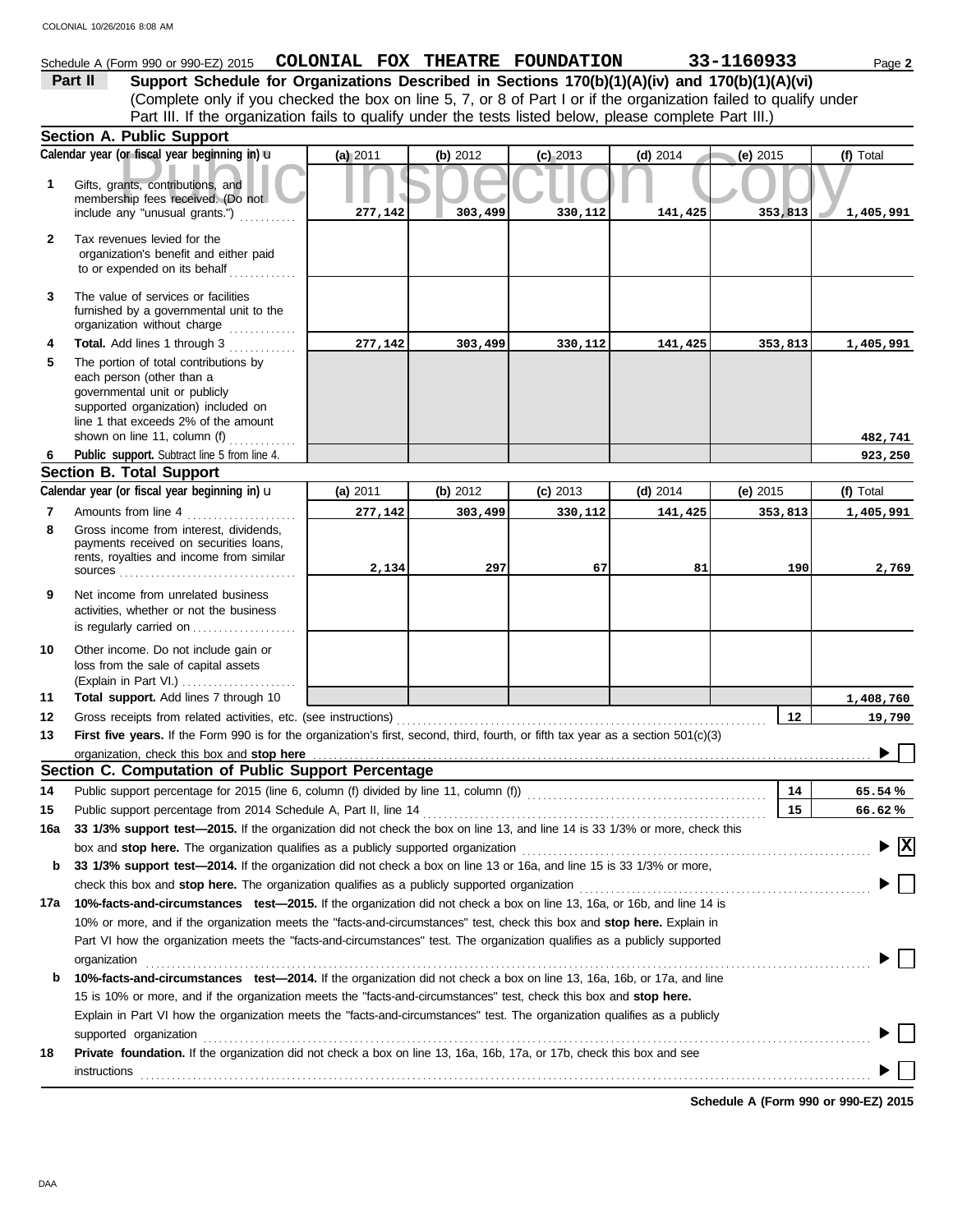Schedule A (Form 990 or 990-EZ) 2015 **COLONIAL FOX THEATRE FOUNDATION** **33-1160933** Page **2**

## Part II Support Schedule for Organizations Described in Sections 170(b)(1)(A)(iv) and 170(b)(1)(A)(vi)

(Complete only if you checked the box on line 5, 7, or 8 of Part I or if the organization failed to qualify under Part III. If the organization fails to qualify under the tests listed below, please complete Part III.)

### Section A. Public Support

| Calendar year (or fiscal year beginning in) | (a) 2011 | (b) 2012 | (c) 2013 | (d) 2014 | (e) 2015 | (f) Total |
|---|---|---|---|---|---|---|
| **1** Gifts, grants, contributions, and membership fees received. (Do not include any "unusual grants.") | 277,142 | 303,499 | 330,112 | 141,425 | 353,813 | 1,405,991 |
| **2** Tax revenues levied for the organization's benefit and either paid to or expended on its behalf | | | | | | |
| **3** The value of services or facilities furnished by a governmental unit to the organization without charge | | | | | | |
| **4** **Total.** Add lines 1 through 3 | 277,142 | 303,499 | 330,112 | 141,425 | 353,813 | 1,405,991 |
| **5** The portion of total contributions by each person (other than a governmental unit or publicly supported organization) included on line 1 that exceeds 2% of the amount shown on line 11, column (f) | | | | | | 482,741 |
| **6** **Public support.** Subtract line 5 from line 4. | | | | | | 923,250 |

### Section B. Total Support

| Calendar year (or fiscal year beginning in) | (a) 2011 | (b) 2012 | (c) 2013 | (d) 2014 | (e) 2015 | (f) Total |
|---|---|---|---|---|---|---|
| **7** Amounts from line 4 | 277,142 | 303,499 | 330,112 | 141,425 | 353,813 | 1,405,991 |
| **8** Gross income from interest, dividends, payments received on securities loans, rents, royalties and income from similar sources | 2,134 | 297 | 67 | 81 | 190 | 2,769 |
| **9** Net income from unrelated business activities, whether or not the business is regularly carried on | | | | | | |
| **10** Other income. Do not include gain or loss from the sale of capital assets (Explain in Part VI.) | | | | | | |
| **11** **Total support.** Add lines 7 through 10 | | | | | | 1,408,760 |

**12** Gross receipts from related activities, etc. (see instructions) **12** 19,790

**13** **First five years.** If the Form 990 is for the organization's first, second, third, fourth, or fifth tax year as a section 501(c)(3) organization, check this box and **stop here** ☐

### Section C. Computation of Public Support Percentage

**14** Public support percentage for 2015 (line 6, column (f) divided by line 11, column (f)) **14** 65.54 %

**15** Public support percentage from 2014 Schedule A, Part II, line 14 **15** 66.62 %

**16a** **33 1/3% support test—2015.** If the organization did not check the box on line 13, and line 14 is 33 1/3% or more, check this box and **stop here.** The organization qualifies as a publicly supported organization ☒

**b** **33 1/3% support test—2014.** If the organization did not check a box on line 13 or 16a, and line 15 is 33 1/3% or more, check this box and **stop here.** The organization qualifies as a publicly supported organization ☐

**17a** **10%-facts-and-circumstances test—2015.** If the organization did not check a box on line 13, 16a, or 16b, and line 14 is 10% or more, and if the organization meets the "facts-and-circumstances" test, check this box and **stop here.** Explain in Part VI how the organization meets the "facts-and-circumstances" test. The organization qualifies as a publicly supported organization ☐

**b** **10%-facts-and-circumstances test—2014.** If the organization did not check a box on line 13, 16a, 16b, or 17a, and line 15 is 10% or more, and if the organization meets the "facts-and-circumstances" test, check this box and **stop here.** Explain in Part VI how the organization meets the "facts-and-circumstances" test. The organization qualifies as a publicly supported organization ☐

**18** **Private foundation.** If the organization did not check a box on line 13, 16a, 16b, 17a, or 17b, check this box and see instructions ☐

**Schedule A (Form 990 or 990-EZ) 2015**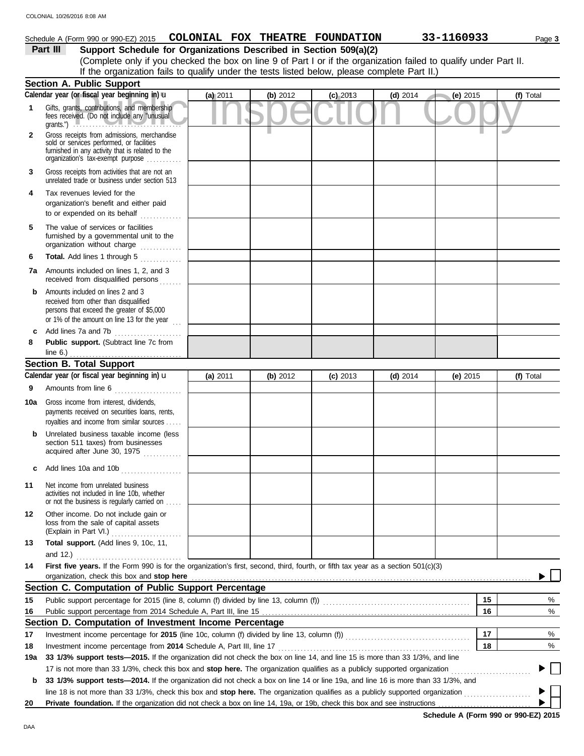COLONIAL 10/26/2016 8:08 AM

Schedule A (Form 990 or 990-EZ) 2015 **COLONIAL FOX THEATRE FOUNDATION** **33-1160933** Page **3**

**Part III** **Support Schedule for Organizations Described in Section 509(a)(2)**

(Complete only if you checked the box on line 9 of Part I or if the organization failed to qualify under Part II. If the organization fails to qualify under the tests listed below, please complete Part II.)

Public Inspection Copy

## Section A. Public Support

| Calendar year (or fiscal year beginning in) ▶ | (a) 2011 | (b) 2012 | (c) 2013 | (d) 2014 | (e) 2015 | (f) Total |
|---|---|---|---|---|---|---|
| **1** Gifts, grants, contributions, and membership fees received. (Do not include any "unusual grants.") | | | | | | |
| **2** Gross receipts from admissions, merchandise sold or services performed, or facilities furnished in any activity that is related to the organization's tax-exempt purpose | | | | | | |
| **3** Gross receipts from activities that are not an unrelated trade or business under section 513 | | | | | | |
| **4** Tax revenues levied for the organization's benefit and either paid to or expended on its behalf | | | | | | |
| **5** The value of services or facilities furnished by a governmental unit to the organization without charge | | | | | | |
| **6** **Total.** Add lines 1 through 5 | | | | | | |
| **7a** Amounts included on lines 1, 2, and 3 received from disqualified persons | | | | | | |
| **b** Amounts included on lines 2 and 3 received from other than disqualified persons that exceed the greater of $5,000 or 1% of the amount on line 13 for the year | | | | | | |
| **c** Add lines 7a and 7b | | | | | | |
| **8** **Public support.** (Subtract line 7c from line 6.) | | | | | | |

## Section B. Total Support

| Calendar year (or fiscal year beginning in) ▶ | (a) 2011 | (b) 2012 | (c) 2013 | (d) 2014 | (e) 2015 | (f) Total |
|---|---|---|---|---|---|---|
| **9** Amounts from line 6 | | | | | | |
| **10a** Gross income from interest, dividends, payments received on securities loans, rents, royalties and income from similar sources | | | | | | |
| **b** Unrelated business taxable income (less section 511 taxes) from businesses acquired after June 30, 1975 | | | | | | |
| **c** Add lines 10a and 10b | | | | | | |
| **11** Net income from unrelated business activities not included in line 10b, whether or not the business is regularly carried on | | | | | | |
| **12** Other income. Do not include gain or loss from the sale of capital assets (Explain in Part VI.) | | | | | | |
| **13** **Total support.** (Add lines 9, 10c, 11, and 12.) | | | | | | |

**14** **First five years.** If the Form 990 is for the organization's first, second, third, fourth, or fifth tax year as a section 501(c)(3) organization, check this box and **stop here** ▶ ☐

## Section C. Computation of Public Support Percentage

| | | | |
|---|---|---|---|
| **15** | Public support percentage for 2015 (line 8, column (f) divided by line 13, column (f)) | 15 | % |
| **16** | Public support percentage from 2014 Schedule A, Part III, line 15 | 16 | % |

## Section D. Computation of Investment Income Percentage

| | | | |
|---|---|---|---|
| **17** | Investment income percentage for **2015** (line 10c, column (f) divided by line 13, column (f)) | 17 | % |
| **18** | Investment income percentage from **2014** Schedule A, Part III, line 17 | 18 | % |

**19a** **33 1/3% support tests—2015.** If the organization did not check the box on line 14, and line 15 is more than 33 1/3%, and line 17 is not more than 33 1/3%, check this box and **stop here.** The organization qualifies as a publicly supported organization ▶ ☐

**b** **33 1/3% support tests—2014.** If the organization did not check a box on line 14 or line 19a, and line 16 is more than 33 1/3%, and line 18 is not more than 33 1/3%, check this box and **stop here.** The organization qualifies as a publicly supported organization ▶ ☐

**20** **Private foundation.** If the organization did not check a box on line 14, 19a, or 19b, check this box and see instructions ▶ ☐

**Schedule A (Form 990 or 990-EZ) 2015**

DAA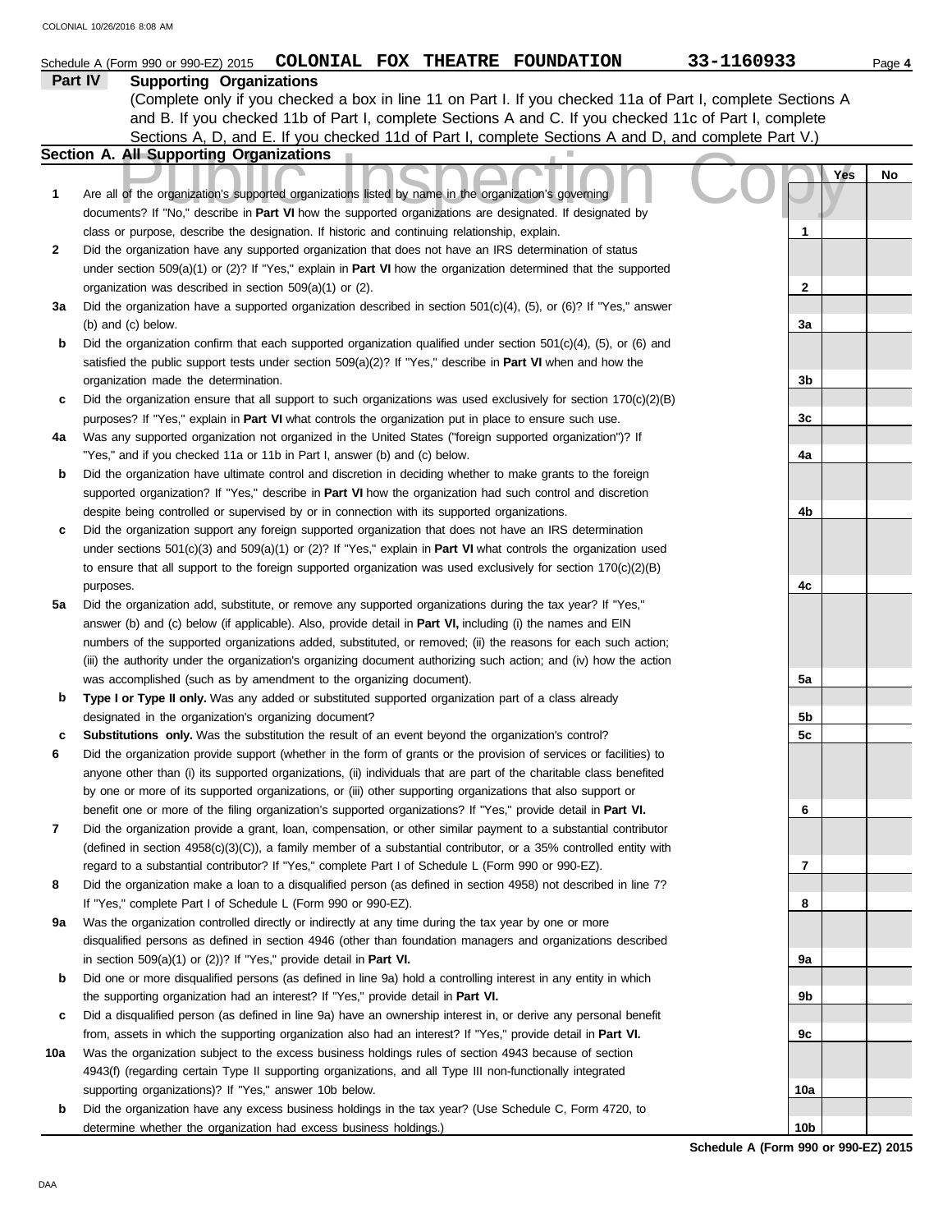Schedule A (Form 990 or 990-EZ) 2015 **COLONIAL FOX THEATRE FOUNDATION** 33-1160933

## Part IV Supporting Organizations

(Complete only if you checked a box in line 11 on Part I. If you checked 11a of Part I, complete Sections A and B. If you checked 11b of Part I, complete Sections A and C. If you checked 11c of Part I, complete Sections A, D, and E. If you checked 11d of Part I, complete Sections A and D, and complete Part V.)

### Section A. All Supporting Organizations

Public Inspection Copy

| | | | Yes | No |
|---|---|---|---|---|
| **1** | Are all of the organization's supported organizations listed by name in the organization's governing documents? If "No," describe in **Part VI** how the supported organizations are designated. If designated by class or purpose, describe the designation. If historic and continuing relationship, explain. | 1 | | |
| **2** | Did the organization have any supported organization that does not have an IRS determination of status under section 509(a)(1) or (2)? If "Yes," explain in **Part VI** how the organization determined that the supported organization was described in section 509(a)(1) or (2). | 2 | | |
| **3a** | Did the organization have a supported organization described in section 501(c)(4), (5), or (6)? If "Yes," answer (b) and (c) below. | 3a | | |
| **b** | Did the organization confirm that each supported organization qualified under section 501(c)(4), (5), or (6) and satisfied the public support tests under section 509(a)(2)? If "Yes," describe in **Part VI** when and how the organization made the determination. | 3b | | |
| **c** | Did the organization ensure that all support to such organizations was used exclusively for section 170(c)(2)(B) purposes? If "Yes," explain in **Part VI** what controls the organization put in place to ensure such use. | 3c | | |
| **4a** | Was any supported organization not organized in the United States ("foreign supported organization")? If "Yes," and if you checked 11a or 11b in Part I, answer (b) and (c) below. | 4a | | |
| **b** | Did the organization have ultimate control and discretion in deciding whether to make grants to the foreign supported organization? If "Yes," describe in **Part VI** how the organization had such control and discretion despite being controlled or supervised by or in connection with its supported organizations. | 4b | | |
| **c** | Did the organization support any foreign supported organization that does not have an IRS determination under sections 501(c)(3) and 509(a)(1) or (2)? If "Yes," explain in **Part VI** what controls the organization used to ensure that all support to the foreign supported organization was used exclusively for section 170(c)(2)(B) purposes. | 4c | | |
| **5a** | Did the organization add, substitute, or remove any supported organizations during the tax year? If "Yes," answer (b) and (c) below (if applicable). Also, provide detail in **Part VI,** including (i) the names and EIN numbers of the supported organizations added, substituted, or removed; (ii) the reasons for each such action; (iii) the authority under the organization's organizing document authorizing such action; and (iv) how the action was accomplished (such as by amendment to the organizing document). | 5a | | |
| **b** | **Type I or Type II only.** Was any added or substituted supported organization part of a class already designated in the organization's organizing document? | 5b | | |
| **c** | **Substitutions only.** Was the substitution the result of an event beyond the organization's control? | 5c | | |
| **6** | Did the organization provide support (whether in the form of grants or the provision of services or facilities) to anyone other than (i) its supported organizations, (ii) individuals that are part of the charitable class benefited by one or more of its supported organizations, or (iii) other supporting organizations that also support or benefit one or more of the filing organization's supported organizations? If "Yes," provide detail in **Part VI.** | 6 | | |
| **7** | Did the organization provide a grant, loan, compensation, or other similar payment to a substantial contributor (defined in section 4958(c)(3)(C)), a family member of a substantial contributor, or a 35% controlled entity with regard to a substantial contributor? If "Yes," complete Part I of Schedule L (Form 990 or 990-EZ). | 7 | | |
| **8** | Did the organization make a loan to a disqualified person (as defined in section 4958) not described in line 7? If "Yes," complete Part I of Schedule L (Form 990 or 990-EZ). | 8 | | |
| **9a** | Was the organization controlled directly or indirectly at any time during the tax year by one or more disqualified persons as defined in section 4946 (other than foundation managers and organizations described in section 509(a)(1) or (2))? If "Yes," provide detail in **Part VI.** | 9a | | |
| **b** | Did one or more disqualified persons (as defined in line 9a) hold a controlling interest in any entity in which the supporting organization had an interest? If "Yes," provide detail in **Part VI.** | 9b | | |
| **c** | Did a disqualified person (as defined in line 9a) have an ownership interest in, or derive any personal benefit from, assets in which the supporting organization also had an interest? If "Yes," provide detail in **Part VI.** | 9c | | |
| **10a** | Was the organization subject to the excess business holdings rules of section 4943 because of section 4943(f) (regarding certain Type II supporting organizations, and all Type III non-functionally integrated supporting organizations)? If "Yes," answer 10b below. | 10a | | |
| **b** | Did the organization have any excess business holdings in the tax year? (Use Schedule C, Form 4720, to determine whether the organization had excess business holdings.) | 10b | | |

**Schedule A (Form 990 or 990-EZ) 2015**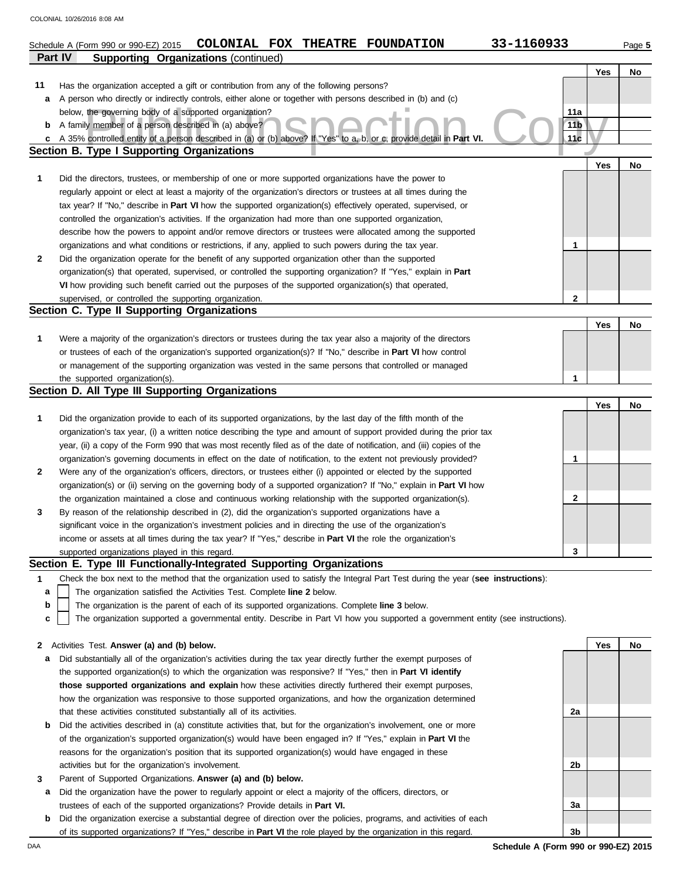Schedule A (Form 990 or 990-EZ) 2015 **COLONIAL FOX THEATRE FOUNDATION** **33-1160933** Page **5**

## Part IV Supporting Organizations (continued)

| | | | Yes | No |
|---|---|---|---|---|
| **11** | Has the organization accepted a gift or contribution from any of the following persons? | | | |
| **a** | A person who directly or indirectly controls, either alone or together with persons described in (b) and (c) below, the governing body of a supported organization? | 11a | | |
| **b** | A family member of a person described in (a) above? | 11b | | |
| **c** | A 35% controlled entity of a person described in (a) or (b) above? If "Yes" to a, b, or c, provide detail in **Part VI.** | 11c | | |

### Section B. Type I Supporting Organizations

| | | | Yes | No |
|---|---|---|---|---|
| **1** | Did the directors, trustees, or membership of one or more supported organizations have the power to regularly appoint or elect at least a majority of the organization's directors or trustees at all times during the tax year? If "No," describe in **Part VI** how the supported organization(s) effectively operated, supervised, or controlled the organization's activities. If the organization had more than one supported organization, describe how the powers to appoint and/or remove directors or trustees were allocated among the supported organizations and what conditions or restrictions, if any, applied to such powers during the tax year. | 1 | | |
| **2** | Did the organization operate for the benefit of any supported organization other than the supported organization(s) that operated, supervised, or controlled the supporting organization? If "Yes," explain in **Part VI** how providing such benefit carried out the purposes of the supported organization(s) that operated, supervised, or controlled the supporting organization. | 2 | | |

### Section C. Type II Supporting Organizations

| | | | Yes | No |
|---|---|---|---|---|
| **1** | Were a majority of the organization's directors or trustees during the tax year also a majority of the directors or trustees of each of the organization's supported organization(s)? If "No," describe in **Part VI** how control or management of the supporting organization was vested in the same persons that controlled or managed the supported organization(s). | 1 | | |

### Section D. All Type III Supporting Organizations

| | | | Yes | No |
|---|---|---|---|---|
| **1** | Did the organization provide to each of its supported organizations, by the last day of the fifth month of the organization's tax year, (i) a written notice describing the type and amount of support provided during the prior tax year, (ii) a copy of the Form 990 that was most recently filed as of the date of notification, and (iii) copies of the organization's governing documents in effect on the date of notification, to the extent not previously provided? | 1 | | |
| **2** | Were any of the organization's officers, directors, or trustees either (i) appointed or elected by the supported organization(s) or (ii) serving on the governing body of a supported organization? If "No," explain in **Part VI** how the organization maintained a close and continuous working relationship with the supported organization(s). | 2 | | |
| **3** | By reason of the relationship described in (2), did the organization's supported organizations have a significant voice in the organization's investment policies and in directing the use of the organization's income or assets at all times during the tax year? If "Yes," describe in **Part VI** the role the organization's supported organizations played in this regard. | 3 | | |

### Section E. Type III Functionally-Integrated Supporting Organizations

**1** Check the box next to the method that the organization used to satisfy the Integral Part Test during the year (**see instructions**):

- **a** ☐ The organization satisfied the Activities Test. Complete **line 2** below.
- **b** ☐ The organization is the parent of each of its supported organizations. Complete **line 3** below.
- **c** ☐ The organization supported a governmental entity. Describe in Part VI how you supported a government entity (see instructions).

| | | | Yes | No |
|---|---|---|---|---|
| **2** | Activities Test. **Answer (a) and (b) below.** | | | |
| **a** | Did substantially all of the organization's activities during the tax year directly further the exempt purposes of the supported organization(s) to which the organization was responsive? If "Yes," then in **Part VI identify those supported organizations and explain** how these activities directly furthered their exempt purposes, how the organization was responsive to those supported organizations, and how the organization determined that these activities constituted substantially all of its activities. | 2a | | |
| **b** | Did the activities described in (a) constitute activities that, but for the organization's involvement, one or more of the organization's supported organization(s) would have been engaged in? If "Yes," explain in **Part VI** the reasons for the organization's position that its supported organization(s) would have engaged in these activities but for the organization's involvement. | 2b | | |
| **3** | Parent of Supported Organizations. **Answer (a) and (b) below.** | | | |
| **a** | Did the organization have the power to regularly appoint or elect a majority of the officers, directors, or trustees of each of the supported organizations? Provide details in **Part VI.** | 3a | | |
| **b** | Did the organization exercise a substantial degree of direction over the policies, programs, and activities of each of its supported organizations? If "Yes," describe in **Part VI** the role played by the organization in this regard. | 3b | | |

**Schedule A (Form 990 or 990-EZ) 2015**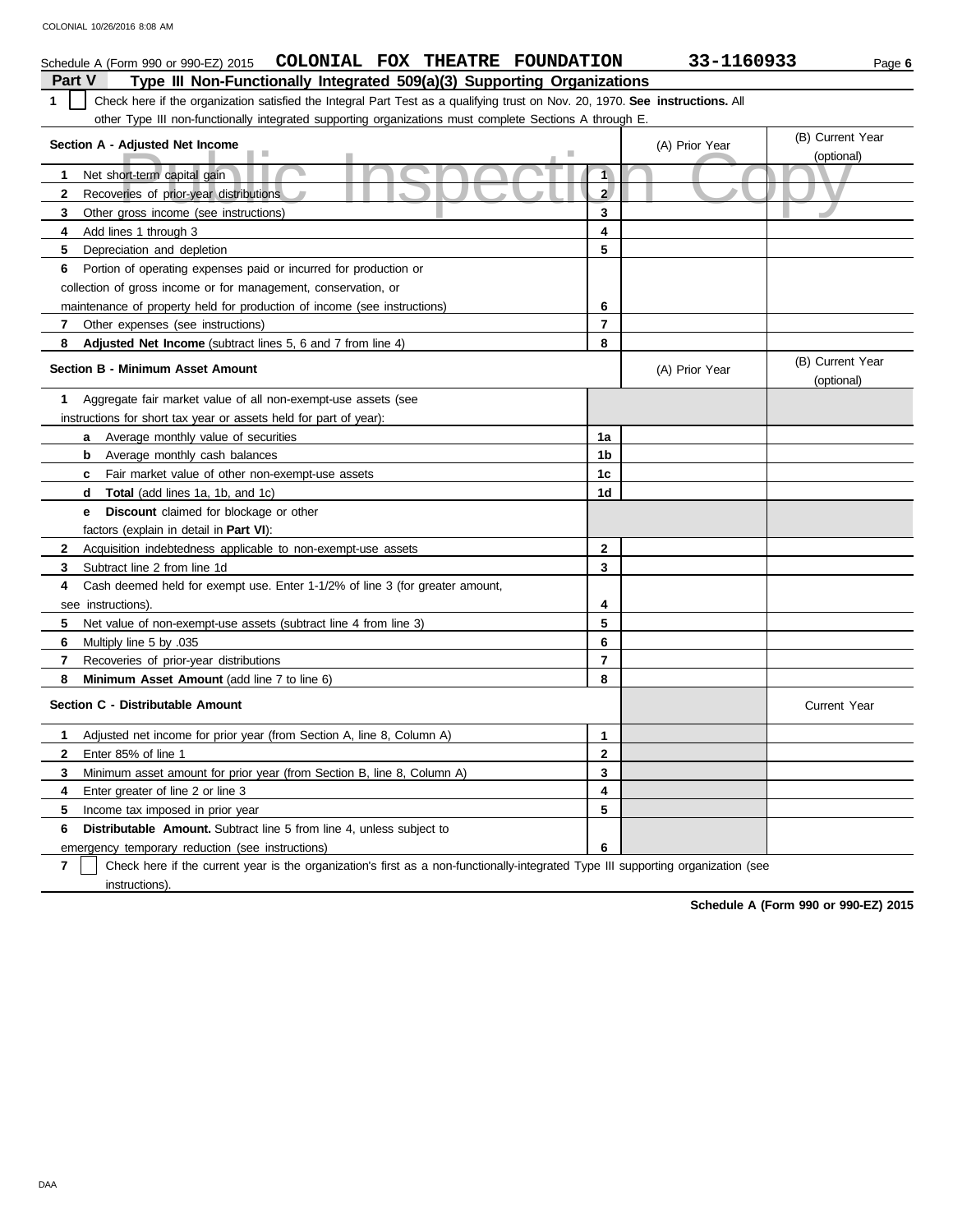Schedule A (Form 990 or 990-EZ) 2015 **COLONIAL FOX THEATRE FOUNDATION** **33-1160933** Page **6**

## Part V Type III Non-Functionally Integrated 509(a)(3) Supporting Organizations

**1** ☐ Check here if the organization satisfied the Integral Part Test as a qualifying trust on Nov. 20, 1970. **See instructions.** All other Type III non-functionally integrated supporting organizations must complete Sections A through E.

| **Section A - Adjusted Net Income** | | (A) Prior Year | (B) Current Year (optional) |
|---|---|---|---|
| **1** Net short-term capital gain | 1 | | |
| **2** Recoveries of prior-year distributions | 2 | | |
| **3** Other gross income (see instructions) | 3 | | |
| **4** Add lines 1 through 3 | 4 | | |
| **5** Depreciation and depletion | 5 | | |
| **6** Portion of operating expenses paid or incurred for production or collection of gross income or for management, conservation, or maintenance of property held for production of income (see instructions) | 6 | | |
| **7** Other expenses (see instructions) | 7 | | |
| **8** **Adjusted Net Income** (subtract lines 5, 6 and 7 from line 4) | 8 | | |

| **Section B - Minimum Asset Amount** | | (A) Prior Year | (B) Current Year (optional) |
|---|---|---|---|
| **1** Aggregate fair market value of all non-exempt-use assets (see instructions for short tax year or assets held for part of year): | | | |
| **a** Average monthly value of securities | 1a | | |
| **b** Average monthly cash balances | 1b | | |
| **c** Fair market value of other non-exempt-use assets | 1c | | |
| **d** **Total** (add lines 1a, 1b, and 1c) | 1d | | |
| **e** **Discount** claimed for blockage or other factors (explain in detail in **Part VI**): | | | |
| **2** Acquisition indebtedness applicable to non-exempt-use assets | 2 | | |
| **3** Subtract line 2 from line 1d | 3 | | |
| **4** Cash deemed held for exempt use. Enter 1-1/2% of line 3 (for greater amount, see instructions). | 4 | | |
| **5** Net value of non-exempt-use assets (subtract line 4 from line 3) | 5 | | |
| **6** Multiply line 5 by .035 | 6 | | |
| **7** Recoveries of prior-year distributions | 7 | | |
| **8** **Minimum Asset Amount** (add line 7 to line 6) | 8 | | |

| **Section C - Distributable Amount** | | | Current Year |
|---|---|---|---|
| **1** Adjusted net income for prior year (from Section A, line 8, Column A) | 1 | | |
| **2** Enter 85% of line 1 | 2 | | |
| **3** Minimum asset amount for prior year (from Section B, line 8, Column A) | 3 | | |
| **4** Enter greater of line 2 or line 3 | 4 | | |
| **5** Income tax imposed in prior year | 5 | | |
| **6** **Distributable Amount.** Subtract line 5 from line 4, unless subject to emergency temporary reduction (see instructions) | 6 | | |

**7** ☐ Check here if the current year is the organization's first as a non-functionally-integrated Type III supporting organization (see instructions).

**Schedule A (Form 990 or 990-EZ) 2015**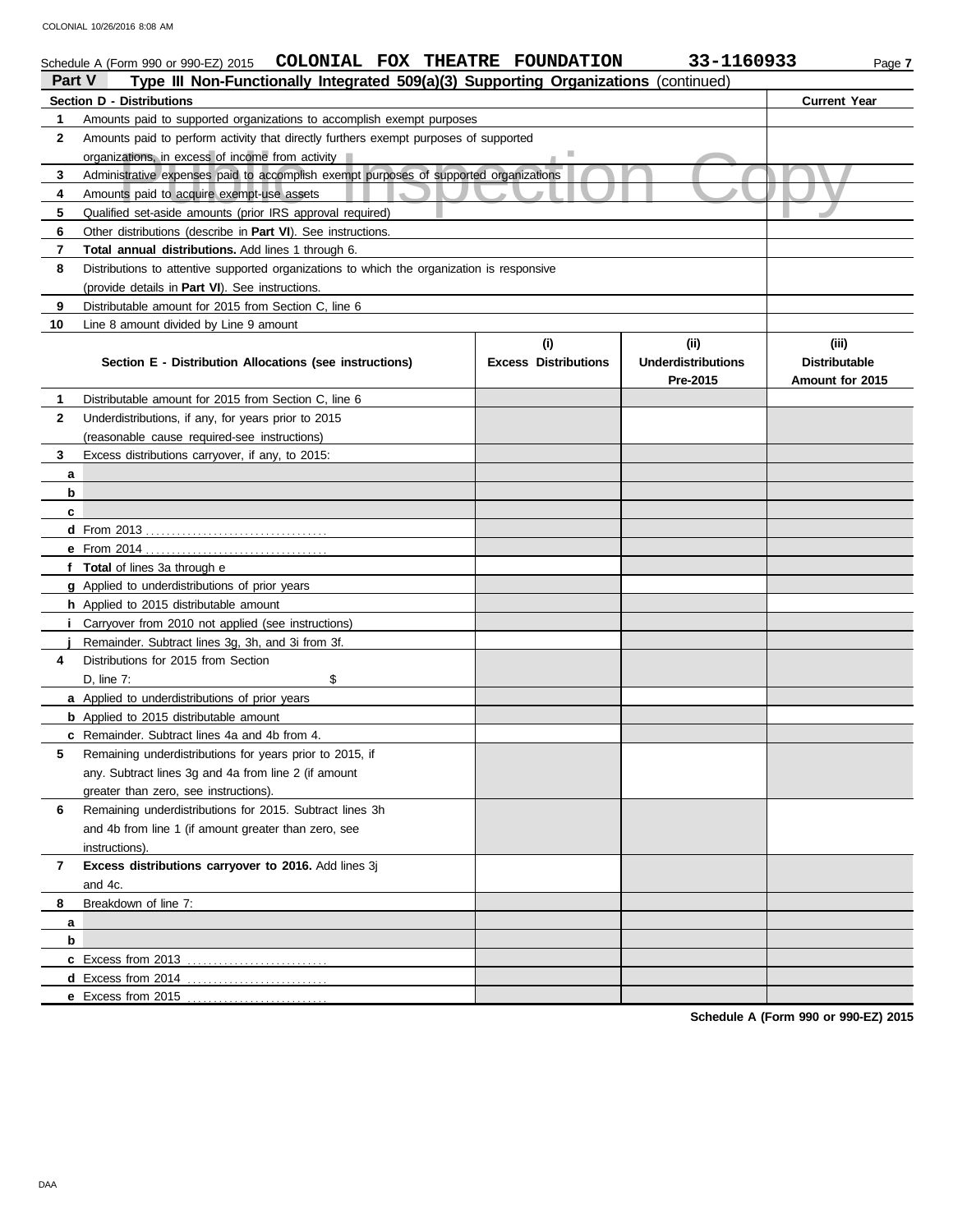Schedule A (Form 990 or 990-EZ) 2015 **COLONIAL FOX THEATRE FOUNDATION** **33-1160933**

**Part V** **Type III Non-Functionally Integrated 509(a)(3) Supporting Organizations** (continued)

| | **Section D - Distributions** | **Current Year** |
|---|---|---|
| **1** | Amounts paid to supported organizations to accomplish exempt purposes | |
| **2** | Amounts paid to perform activity that directly furthers exempt purposes of supported organizations, in excess of income from activity | |
| **3** | Administrative expenses paid to accomplish exempt purposes of supported organizations | |
| **4** | Amounts paid to acquire exempt-use assets | |
| **5** | Qualified set-aside amounts (prior IRS approval required) | |
| **6** | Other distributions (describe in **Part VI**). See instructions. | |
| **7** | **Total annual distributions.** Add lines 1 through 6. | |
| **8** | Distributions to attentive supported organizations to which the organization is responsive (provide details in **Part VI**). See instructions. | |
| **9** | Distributable amount for 2015 from Section C, line 6 | |
| **10** | Line 8 amount divided by Line 9 amount | |

| | **Section E - Distribution Allocations (see instructions)** | **(i) Excess Distributions** | **(ii) Underdistributions Pre-2015** | **(iii) Distributable Amount for 2015** |
|---|---|---|---|---|
| **1** | Distributable amount for 2015 from Section C, line 6 | | | |
| **2** | Underdistributions, if any, for years prior to 2015 (reasonable cause required-see instructions) | | | |
| **3** | Excess distributions carryover, if any, to 2015: | | | |
| **a** | | | | |
| **b** | | | | |
| **c** | | | | |
| **d** | From 2013 | | | |
| **e** | From 2014 | | | |
| **f** | **Total** of lines 3a through e | | | |
| **g** | Applied to underdistributions of prior years | | | |
| **h** | Applied to 2015 distributable amount | | | |
| **i** | Carryover from 2010 not applied (see instructions) | | | |
| **j** | Remainder. Subtract lines 3g, 3h, and 3i from 3f. | | | |
| **4** | Distributions for 2015 from Section D, line 7: $ | | | |
| **a** | Applied to underdistributions of prior years | | | |
| **b** | Applied to 2015 distributable amount | | | |
| **c** | Remainder. Subtract lines 4a and 4b from 4. | | | |
| **5** | Remaining underdistributions for years prior to 2015, if any. Subtract lines 3g and 4a from line 2 (if amount greater than zero, see instructions). | | | |
| **6** | Remaining underdistributions for 2015. Subtract lines 3h and 4b from line 1 (if amount greater than zero, see instructions). | | | |
| **7** | **Excess distributions carryover to 2016.** Add lines 3j and 4c. | | | |
| **8** | Breakdown of line 7: | | | |
| **a** | | | | |
| **b** | | | | |
| **c** | Excess from 2013 | | | |
| **d** | Excess from 2014 | | | |
| **e** | Excess from 2015 | | | |

**Schedule A (Form 990 or 990-EZ) 2015**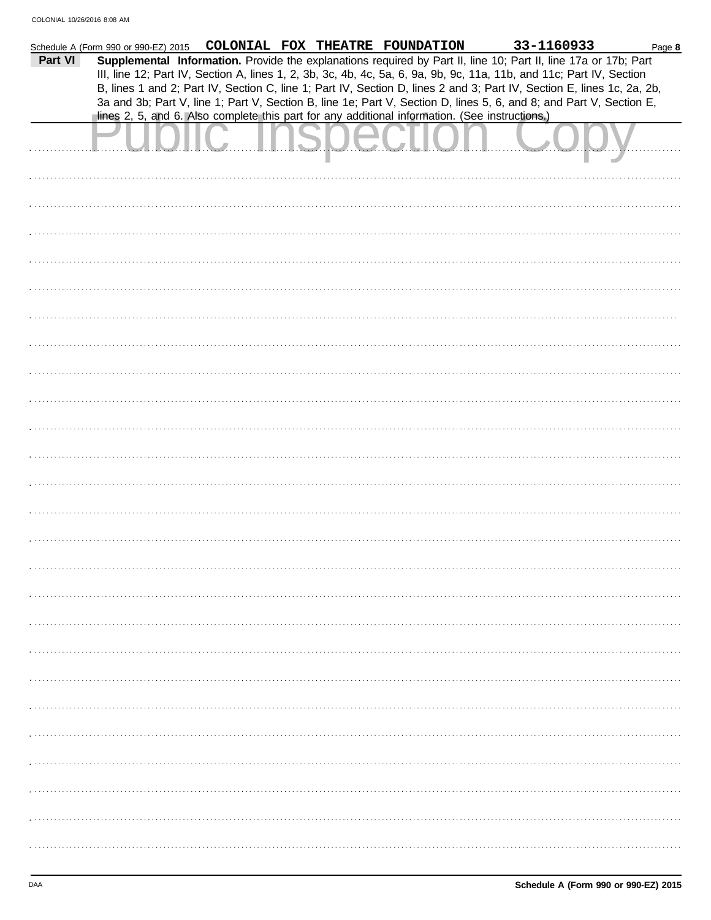Schedule A (Form 990 or 990-EZ) 2015 **COLONIAL FOX THEATRE FOUNDATION** **33-1160933** Page **8**

**Part VI** **Supplemental Information.** Provide the explanations required by Part II, line 10; Part II, line 17a or 17b; Part III, line 12; Part IV, Section A, lines 1, 2, 3b, 3c, 4b, 4c, 5a, 6, 9a, 9b, 9c, 11a, 11b, and 11c; Part IV, Section B, lines 1 and 2; Part IV, Section C, line 1; Part IV, Section D, lines 2 and 3; Part IV, Section E, lines 1c, 2a, 2b, 3a and 3b; Part V, line 1; Part V, Section B, line 1e; Part V, Section D, lines 5, 6, and 8; and Part V, Section E, lines 2, 5, and 6. Also complete this part for any additional information. (See instructions.)

Public Inspection Copy

Schedule A (Form 990 or 990-EZ) 2015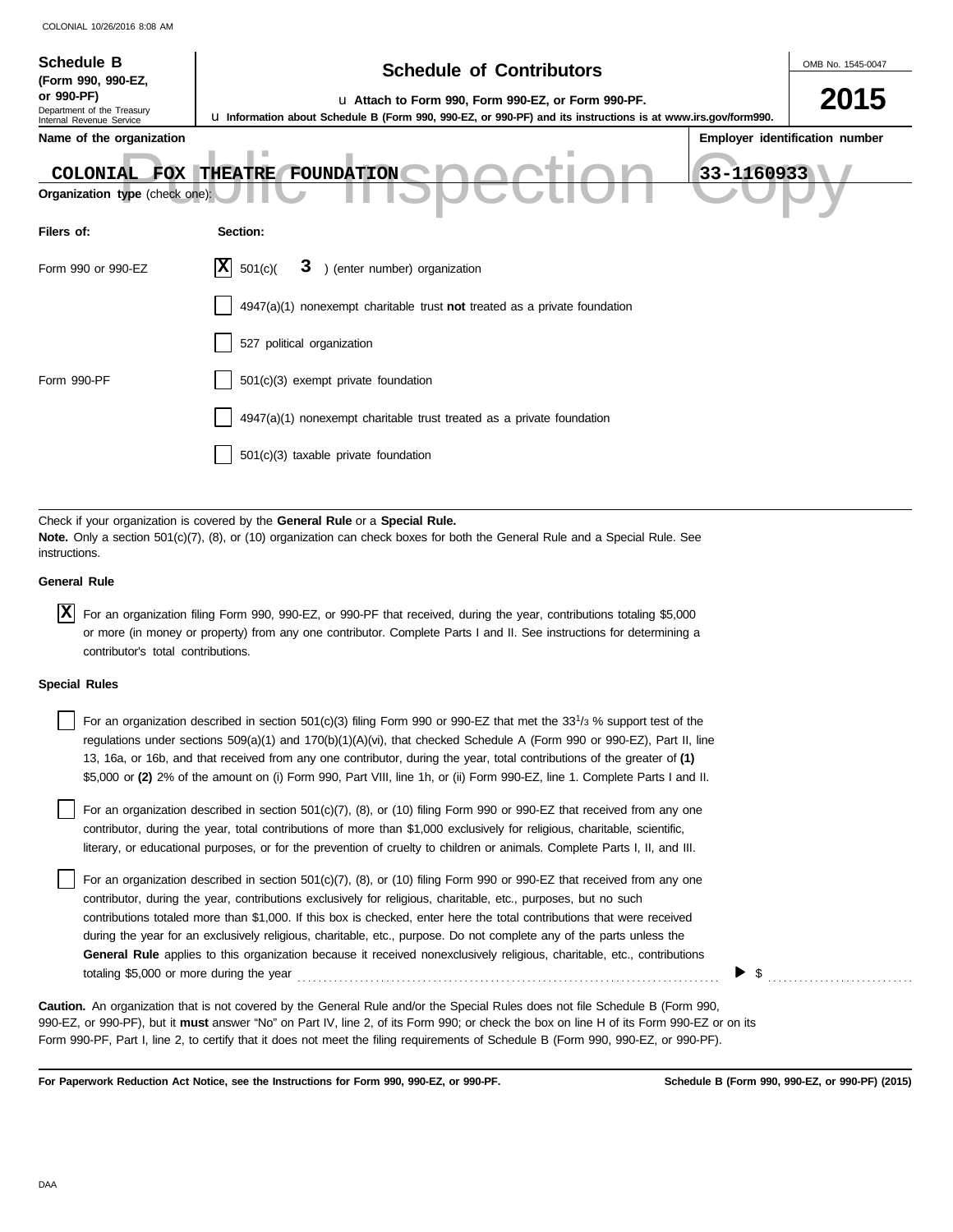**Schedule B**
**(Form 990, 990-EZ, or 990-PF)**
Department of the Treasury
Internal Revenue Service

# Schedule of Contributors

u **Attach to Form 990, Form 990-EZ, or Form 990-PF.**
u **Information about Schedule B (Form 990, 990-EZ, or 990-PF) and its instructions is at www.irs.gov/form990.**

OMB No. 1545-0047

**2015**

**Name of the organization**: COLONIAL FOX THEATRE FOUNDATION

**Employer identification number**: 33-1160933

Public Inspection Copy

**Organization type** (check one):

| Filers of: | Section: |
|---|---|
| Form 990 or 990-EZ | [X] 501(c)( 3 ) (enter number) organization |
| | [ ] 4947(a)(1) nonexempt charitable trust **not** treated as a private foundation |
| | [ ] 527 political organization |
| Form 990-PF | [ ] 501(c)(3) exempt private foundation |
| | [ ] 4947(a)(1) nonexempt charitable trust treated as a private foundation |
| | [ ] 501(c)(3) taxable private foundation |

Check if your organization is covered by the **General Rule** or a **Special Rule.**

**Note.** Only a section 501(c)(7), (8), or (10) organization can check boxes for both the General Rule and a Special Rule. See instructions.

**General Rule**

[X] For an organization filing Form 990, 990-EZ, or 990-PF that received, during the year, contributions totaling $5,000 or more (in money or property) from any one contributor. Complete Parts I and II. See instructions for determining a contributor's total contributions.

**Special Rules**

[ ] For an organization described in section 501(c)(3) filing Form 990 or 990-EZ that met the $33^1/_3$ % support test of the regulations under sections 509(a)(1) and 170(b)(1)(A)(vi), that checked Schedule A (Form 990 or 990-EZ), Part II, line 13, 16a, or 16b, and that received from any one contributor, during the year, total contributions of the greater of **(1)** $5,000 or **(2)** 2% of the amount on (i) Form 990, Part VIII, line 1h, or (ii) Form 990-EZ, line 1. Complete Parts I and II.

[ ] For an organization described in section 501(c)(7), (8), or (10) filing Form 990 or 990-EZ that received from any one contributor, during the year, total contributions of more than $1,000 exclusively for religious, charitable, scientific, literary, or educational purposes, or for the prevention of cruelty to children or animals. Complete Parts I, II, and III.

[ ] For an organization described in section 501(c)(7), (8), or (10) filing Form 990 or 990-EZ that received from any one contributor, during the year, contributions exclusively for religious, charitable, etc., purposes, but no such contributions totaled more than $1,000. If this box is checked, enter here the total contributions that were received during the year for an exclusively religious, charitable, etc., purpose. Do not complete any of the parts unless the **General Rule** applies to this organization because it received nonexclusively religious, charitable, etc., contributions totaling $5,000 or more during the year . . . . . . . . . . ▶ $ . . . . . . . .

**Caution.** An organization that is not covered by the General Rule and/or the Special Rules does not file Schedule B (Form 990, 990-EZ, or 990-PF), but it **must** answer "No" on Part IV, line 2, of its Form 990; or check the box on line H of its Form 990-EZ or on its Form 990-PF, Part I, line 2, to certify that it does not meet the filing requirements of Schedule B (Form 990, 990-EZ, or 990-PF).

**For Paperwork Reduction Act Notice, see the Instructions for Form 990, 990-EZ, or 990-PF.** **Schedule B (Form 990, 990-EZ, or 990-PF) (2015)**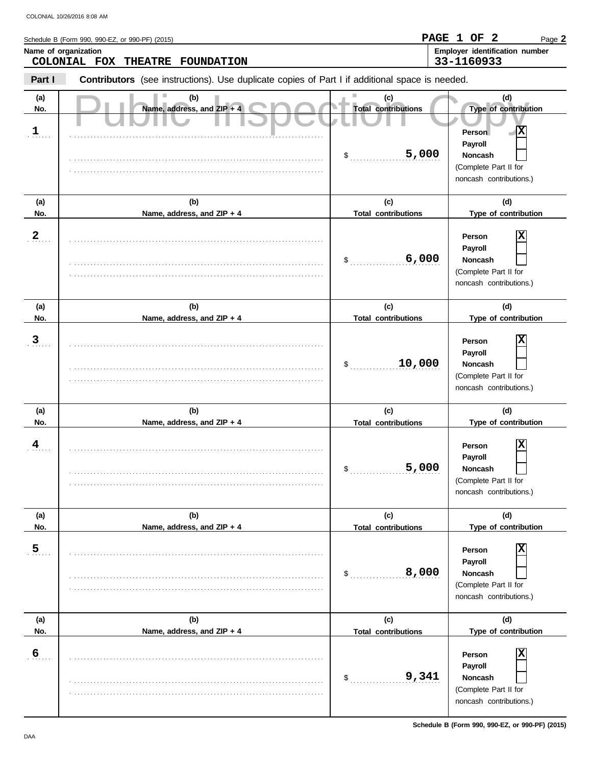Schedule B (Form 990, 990-EZ, or 990-PF) (2015)

**PAGE 1 OF 2**

**Name of organization**
COLONIAL FOX THEATRE FOUNDATION

**Employer identification number**
33-1160933

**Part I** **Contributors** (see instructions). Use duplicate copies of Part I if additional space is needed.

Public Inspection Copy

| (a) No. | (b) Name, address, and ZIP + 4 | (c) Total contributions | (d) Type of contribution |
|---|---|---|---|
| 1 | | $ 5,000 | Person [X] Payroll [ ] Noncash [ ] (Complete Part II for noncash contributions.) |
| 2 | | $ 6,000 | Person [X] Payroll [ ] Noncash [ ] (Complete Part II for noncash contributions.) |
| 3 | | $ 10,000 | Person [X] Payroll [ ] Noncash [ ] (Complete Part II for noncash contributions.) |
| 4 | | $ 5,000 | Person [X] Payroll [ ] Noncash [ ] (Complete Part II for noncash contributions.) |
| 5 | | $ 8,000 | Person [X] Payroll [ ] Noncash [ ] (Complete Part II for noncash contributions.) |
| 6 | | $ 9,341 | Person [X] Payroll [ ] Noncash [ ] (Complete Part II for noncash contributions.) |

Schedule B (Form 990, 990-EZ, or 990-PF) (2015)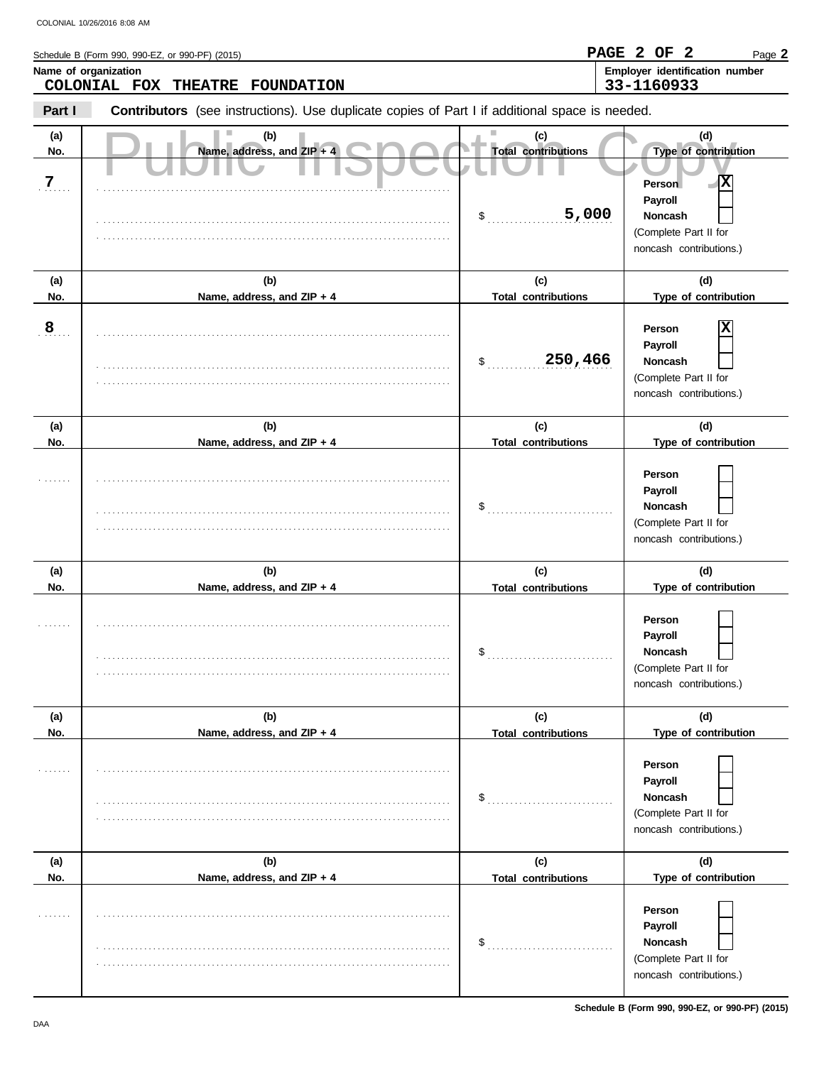Schedule B (Form 990, 990-EZ, or 990-PF) (2015)

**Name of organization**
COLONIAL FOX THEATRE FOUNDATION

**Employer identification number**
33-1160933

**Part I** **Contributors** (see instructions). Use duplicate copies of Part I if additional space is needed.

Public Inspection Copy

| (a) No. | (b) Name, address, and ZIP + 4 | (c) Total contributions | (d) Type of contribution |
|---|---|---|---|
| 7 | | $ 5,000 | Person [X] Payroll [ ] Noncash [ ] (Complete Part II for noncash contributions.) |
| 8 | | $ 250,466 | Person [X] Payroll [ ] Noncash [ ] (Complete Part II for noncash contributions.) |
| | | $ | Person [ ] Payroll [ ] Noncash [ ] (Complete Part II for noncash contributions.) |
| | | $ | Person [ ] Payroll [ ] Noncash [ ] (Complete Part II for noncash contributions.) |
| | | $ | Person [ ] Payroll [ ] Noncash [ ] (Complete Part II for noncash contributions.) |
| | | $ | Person [ ] Payroll [ ] Noncash [ ] (Complete Part II for noncash contributions.) |

Schedule B (Form 990, 990-EZ, or 990-PF) (2015)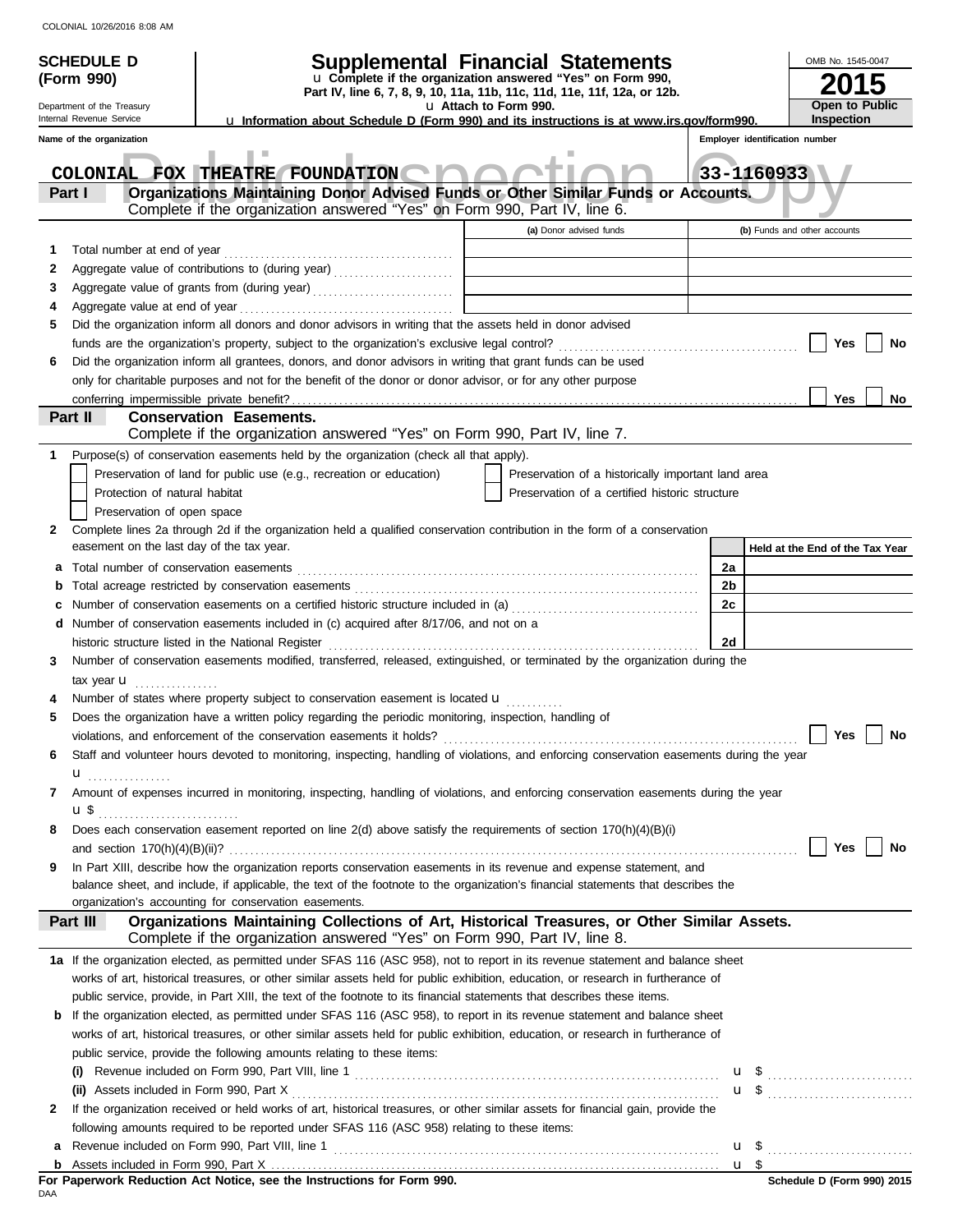**SCHEDULE D (Form 990)**

Department of the Treasury
Internal Revenue Service

# Supplemental Financial Statements

u Complete if the organization answered "Yes" on Form 990, Part IV, line 6, 7, 8, 9, 10, 11a, 11b, 11c, 11d, 11e, 11f, 12a, or 12b.
u Attach to Form 990.
u Information about Schedule D (Form 990) and its instructions is at www.irs.gov/form990.

OMB No. 1545-0047
**2015**
**Open to Public Inspection**

Name of the organization: COLONIAL FOX THEATRE FOUNDATION
Employer identification number: 33-1160933

Public Inspection Copy

## Part I Organizations Maintaining Donor Advised Funds or Other Similar Funds or Accounts.
Complete if the organization answered "Yes" on Form 990, Part IV, line 6.

| | | (a) Donor advised funds | (b) Funds and other accounts |
|---|---|---|---|
| 1 | Total number at end of year | | |
| 2 | Aggregate value of contributions to (during year) | | |
| 3 | Aggregate value of grants from (during year) | | |
| 4 | Aggregate value at end of year | | |

5 Did the organization inform all donors and donor advisors in writing that the assets held in donor advised funds are the organization's property, subject to the organization's exclusive legal control? ☐ Yes ☐ No

6 Did the organization inform all grantees, donors, and donor advisors in writing that grant funds can be used only for charitable purposes and not for the benefit of the donor or donor advisor, or for any other purpose conferring impermissible private benefit? ☐ Yes ☐ No

## Part II Conservation Easements.
Complete if the organization answered "Yes" on Form 990, Part IV, line 7.

1 Purpose(s) of conservation easements held by the organization (check all that apply).
- ☐ Preservation of land for public use (e.g., recreation or education)
- ☐ Protection of natural habitat
- ☐ Preservation of open space
- ☐ Preservation of a historically important land area
- ☐ Preservation of a certified historic structure

2 Complete lines 2a through 2d if the organization held a qualified conservation contribution in the form of a conservation easement on the last day of the tax year.

| | | | Held at the End of the Tax Year |
|---|---|---|---|
| a | Total number of conservation easements | 2a | |
| b | Total acreage restricted by conservation easements | 2b | |
| c | Number of conservation easements on a certified historic structure included in (a) | 2c | |
| d | Number of conservation easements included in (c) acquired after 8/17/06, and not on a historic structure listed in the National Register | 2d | |

3 Number of conservation easements modified, transferred, released, extinguished, or terminated by the organization during the tax year u

4 Number of states where property subject to conservation easement is located u

5 Does the organization have a written policy regarding the periodic monitoring, inspection, handling of violations, and enforcement of the conservation easements it holds? ☐ Yes ☐ No

6 Staff and volunteer hours devoted to monitoring, inspecting, handling of violations, and enforcing conservation easements during the year u

7 Amount of expenses incurred in monitoring, inspecting, handling of violations, and enforcing conservation easements during the year u $

8 Does each conservation easement reported on line 2(d) above satisfy the requirements of section 170(h)(4)(B)(i) and section 170(h)(4)(B)(ii)? ☐ Yes ☐ No

9 In Part XIII, describe how the organization reports conservation easements in its revenue and expense statement, and balance sheet, and include, if applicable, the text of the footnote to the organization's financial statements that describes the organization's accounting for conservation easements.

## Part III Organizations Maintaining Collections of Art, Historical Treasures, or Other Similar Assets.
Complete if the organization answered "Yes" on Form 990, Part IV, line 8.

1a If the organization elected, as permitted under SFAS 116 (ASC 958), not to report in its revenue statement and balance sheet works of art, historical treasures, or other similar assets held for public exhibition, education, or research in furtherance of public service, provide, in Part XIII, the text of the footnote to its financial statements that describes these items.

b If the organization elected, as permitted under SFAS 116 (ASC 958), to report in its revenue statement and balance sheet works of art, historical treasures, or other similar assets held for public exhibition, education, or research in furtherance of public service, provide the following amounts relating to these items:

(i) Revenue included on Form 990, Part VIII, line 1 u $

(ii) Assets included in Form 990, Part X u $

2 If the organization received or held works of art, historical treasures, or other similar assets for financial gain, provide the following amounts required to be reported under SFAS 116 (ASC 958) relating to these items:

a Revenue included on Form 990, Part VIII, line 1 u $

b Assets included in Form 990, Part X u $

**For Paperwork Reduction Act Notice, see the Instructions for Form 990.**
DAA
Schedule D (Form 990) 2015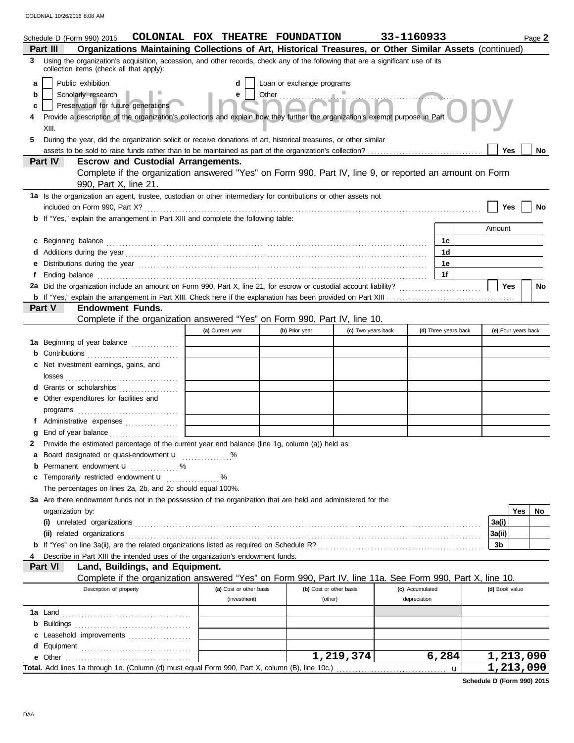Schedule D (Form 990) 2015 **COLONIAL FOX THEATRE FOUNDATION** **33-1160933** Page **2**

**Part III** **Organizations Maintaining Collections of Art, Historical Treasures, or Other Similar Assets** (continued)

**3** Using the organization's acquisition, accession, and other records, check any of the following that are a significant use of its collection items (check all that apply):

- **a** ☐ Public exhibition
- **b** ☐ Scholarly research
- **c** ☐ Preservation for future generations
- **d** ☐ Loan or exchange programs
- **e** ☐ Other

**4** Provide a description of the organization's collections and explain how they further the organization's exempt purpose in Part XIII.

**5** During the year, did the organization solicit or receive donations of art, historical treasures, or other similar assets to be sold to raise funds rather than to be maintained as part of the organization's collection? ☐ **Yes** ☐ **No**

**Part IV** **Escrow and Custodial Arrangements.**
Complete if the organization answered "Yes" on Form 990, Part IV, line 9, or reported an amount on Form 990, Part X, line 21.

**1a** Is the organization an agent, trustee, custodian or other intermediary for contributions or other assets not included on Form 990, Part X? ☐ **Yes** ☐ **No**

**b** If "Yes," explain the arrangement in Part XIII and complete the following table:

| | | Amount |
|---|---|---|
| **c** Beginning balance | **1c** | |
| **d** Additions during the year | **1d** | |
| **e** Distributions during the year | **1e** | |
| **f** Ending balance | **1f** | |

**2a** Did the organization include an amount on Form 990, Part X, line 21, for escrow or custodial account liability? ☐ **Yes** ☐ **No**

**b** If "Yes," explain the arrangement in Part XIII. Check here if the explanation has been provided on Part XIII ☐

**Part V** **Endowment Funds.**
Complete if the organization answered "Yes" on Form 990, Part IV, line 10.

| | (a) Current year | (b) Prior year | (c) Two years back | (d) Three years back | (e) Four years back |
|---|---|---|---|---|---|
| **1a** Beginning of year balance | | | | | |
| **b** Contributions | | | | | |
| **c** Net investment earnings, gains, and losses | | | | | |
| **d** Grants or scholarships | | | | | |
| **e** Other expenditures for facilities and programs | | | | | |
| **f** Administrative expenses | | | | | |
| **g** End of year balance | | | | | |

**2** Provide the estimated percentage of the current year end balance (line 1g, column (a)) held as:

- **a** Board designated or quasi-endowment u ............%
- **b** Permanent endowment u ............%
- **c** Temporarily restricted endowment u ............%

The percentages on lines 2a, 2b, and 2c should equal 100%.

**3a** Are there endowment funds not in the possession of the organization that are held and administered for the organization by:

| | | Yes | No |
|---|---|---|---|
| **(i)** unrelated organizations | **3a(i)** | | |
| **(ii)** related organizations | **3a(ii)** | | |
| **b** If "Yes" on line 3a(ii), are the related organizations listed as required on Schedule R? | **3b** | | |

**4** Describe in Part XIII the intended uses of the organization's endowment funds.

**Part VI** **Land, Buildings, and Equipment.**
Complete if the organization answered "Yes" on Form 990, Part IV, line 11a. See Form 990, Part X, line 10.

| Description of property | (a) Cost or other basis (investment) | (b) Cost or other basis (other) | (c) Accumulated depreciation | (d) Book value |
|---|---|---|---|---|
| **1a** Land | | | | |
| **b** Buildings | | | | |
| **c** Leasehold improvements | | | | |
| **d** Equipment | | | | |
| **e** Other | | **1,219,374** | **6,284** | **1,213,090** |
| **Total.** Add lines 1a through 1e. (Column (d) must equal Form 990, Part X, column (B), line 10c.) u | | | | **1,213,090** |

**Schedule D (Form 990) 2015**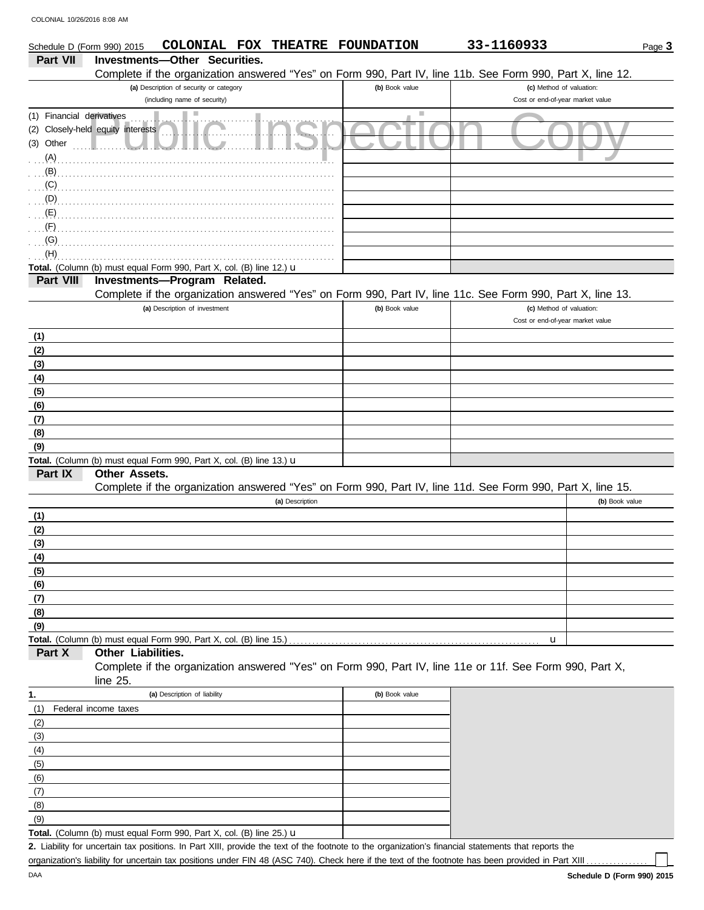Schedule D (Form 990) 2015 COLONIAL FOX THEATRE FOUNDATION 33-1160933

## Part VII Investments—Other Securities.

Complete if the organization answered "Yes" on Form 990, Part IV, line 11b. See Form 990, Part X, line 12.

| (a) Description of security or category (including name of security) | (b) Book value | (c) Method of valuation: Cost or end-of-year market value |
|---|---|---|
| (1) Financial derivatives | | |
| (2) Closely-held equity interests | | |
| (3) Other | | |
| (A) | | |
| (B) | | |
| (C) | | |
| (D) | | |
| (E) | | |
| (F) | | |
| (G) | | |
| (H) | | |
| **Total.** (Column (b) must equal Form 990, Part X, col. (B) line 12.) u | | |

## Part VIII Investments—Program Related.

Complete if the organization answered "Yes" on Form 990, Part IV, line 11c. See Form 990, Part X, line 13.

| (a) Description of investment | (b) Book value | (c) Method of valuation: Cost or end-of-year market value |
|---|---|---|
| (1) | | |
| (2) | | |
| (3) | | |
| (4) | | |
| (5) | | |
| (6) | | |
| (7) | | |
| (8) | | |
| (9) | | |
| **Total.** (Column (b) must equal Form 990, Part X, col. (B) line 13.) u | | |

## Part IX Other Assets.

Complete if the organization answered "Yes" on Form 990, Part IV, line 11d. See Form 990, Part X, line 15.

| (a) Description | (b) Book value |
|---|---|
| (1) | |
| (2) | |
| (3) | |
| (4) | |
| (5) | |
| (6) | |
| (7) | |
| (8) | |
| (9) | |
| **Total.** (Column (b) must equal Form 990, Part X, col. (B) line 15.) u | |

## Part X Other Liabilities.

Complete if the organization answered "Yes" on Form 990, Part IV, line 11e or 11f. See Form 990, Part X, line 25.

| 1. (a) Description of liability | (b) Book value |
|---|---|
| (1) Federal income taxes | |
| (2) | |
| (3) | |
| (4) | |
| (5) | |
| (6) | |
| (7) | |
| (8) | |
| (9) | |
| **Total.** (Column (b) must equal Form 990, Part X, col. (B) line 25.) u | |

**2.** Liability for uncertain tax positions. In Part XIII, provide the text of the footnote to the organization's financial statements that reports the organization's liability for uncertain tax positions under FIN 48 (ASC 740). Check here if the text of the footnote has been provided in Part XIII ☐

Schedule D (Form 990) 2015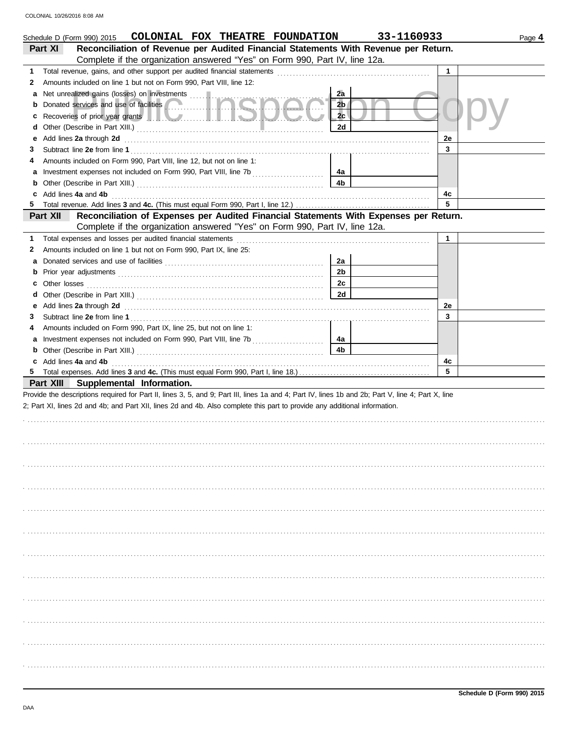Schedule D (Form 990) 2015 COLONIAL FOX THEATRE FOUNDATION 33-1160933 Page 4

## Part XI Reconciliation of Revenue per Audited Financial Statements With Revenue per Return.

Complete if the organization answered "Yes" on Form 990, Part IV, line 12a.

| | | | | | |
|---|---|---|---|---|---|
| 1 | Total revenue, gains, and other support per audited financial statements | | | 1 | |
| 2 | Amounts included on line 1 but not on Form 990, Part VIII, line 12: | | | | |
| a | Net unrealized gains (losses) on investments | 2a | | | |
| b | Donated services and use of facilities | 2b | | | |
| c | Recoveries of prior year grants | 2c | | | |
| d | Other (Describe in Part XIII.) | 2d | | | |
| e | Add lines **2a** through **2d** | | | 2e | |
| 3 | Subtract line **2e** from line **1** | | | 3 | |
| 4 | Amounts included on Form 990, Part VIII, line 12, but not on line 1: | | | | |
| a | Investment expenses not included on Form 990, Part VIII, line 7b | 4a | | | |
| b | Other (Describe in Part XIII.) | 4b | | | |
| c | Add lines **4a** and **4b** | | | 4c | |
| 5 | Total revenue. Add lines **3** and **4c.** (This must equal Form 990, Part I, line 12.) | | | 5 | |

## Part XII Reconciliation of Expenses per Audited Financial Statements With Expenses per Return.

Complete if the organization answered "Yes" on Form 990, Part IV, line 12a.

| | | | | | |
|---|---|---|---|---|---|
| 1 | Total expenses and losses per audited financial statements | | | 1 | |
| 2 | Amounts included on line 1 but not on Form 990, Part IX, line 25: | | | | |
| a | Donated services and use of facilities | 2a | | | |
| b | Prior year adjustments | 2b | | | |
| c | Other losses | 2c | | | |
| d | Other (Describe in Part XIII.) | 2d | | | |
| e | Add lines **2a** through **2d** | | | 2e | |
| 3 | Subtract line **2e** from line **1** | | | 3 | |
| 4 | Amounts included on Form 990, Part IX, line 25, but not on line 1: | | | | |
| a | Investment expenses not included on Form 990, Part VIII, line 7b | 4a | | | |
| b | Other (Describe in Part XIII.) | 4b | | | |
| c | Add lines **4a** and **4b** | | | 4c | |
| 5 | Total expenses. Add lines **3** and **4c.** (This must equal Form 990, Part I, line 18.) | | | 5 | |

## Part XIII Supplemental Information.

Provide the descriptions required for Part II, lines 3, 5, and 9; Part III, lines 1a and 4; Part IV, lines 1b and 2b; Part V, line 4; Part X, line 2; Part XI, lines 2d and 4b; and Part XII, lines 2d and 4b. Also complete this part to provide any additional information.

Schedule D (Form 990) 2015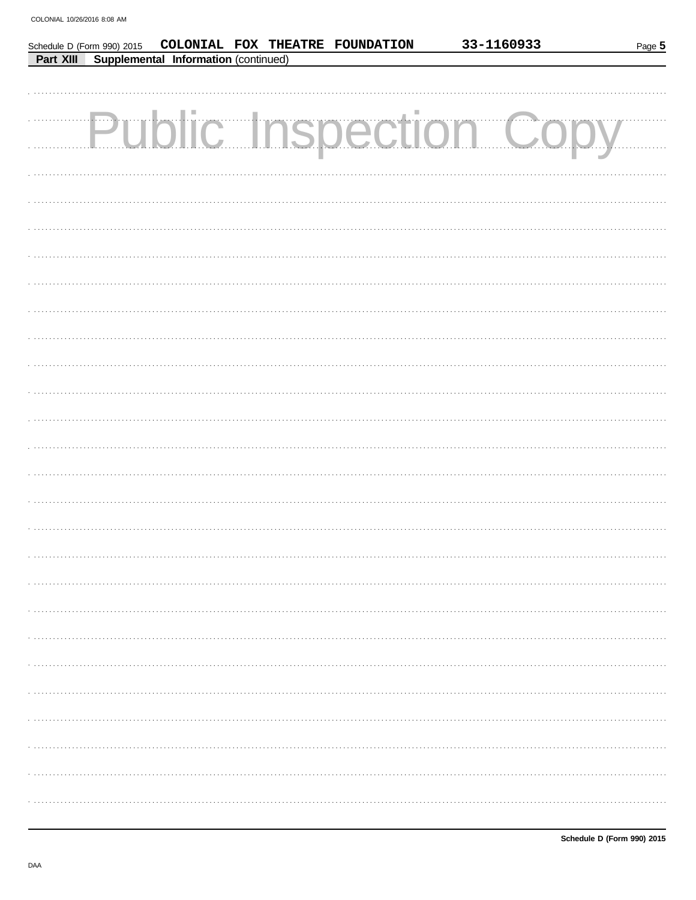Schedule D (Form 990) 2015 COLONIAL FOX THEATRE FOUNDATION 33-1160933

**Part XIII Supplemental Information** (continued)

Public Inspection Copy

**Schedule D (Form 990) 2015**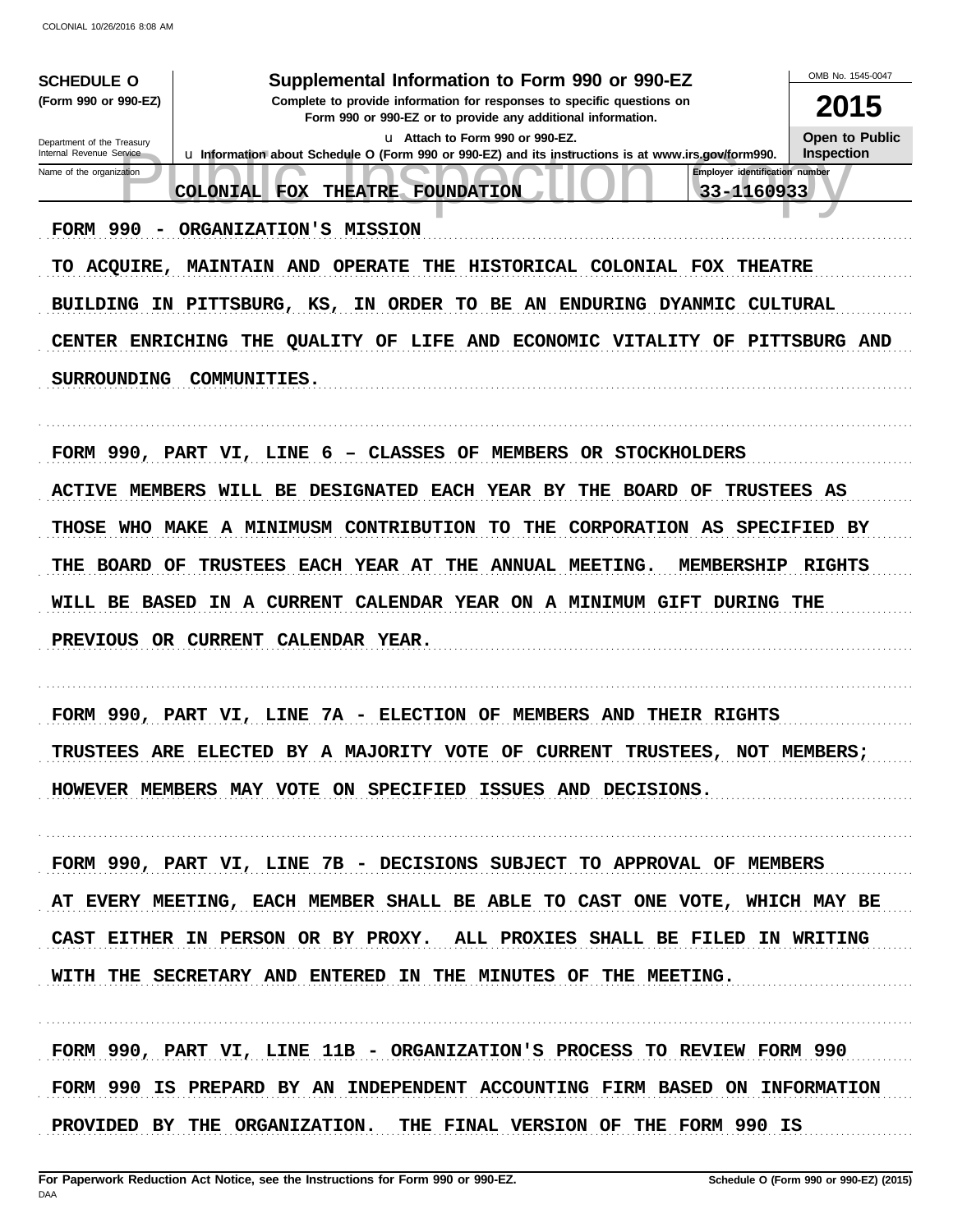**SCHEDULE O**
**(Form 990 or 990-EZ)**

Department of the Treasury
Internal Revenue Service

# Supplemental Information to Form 990 or 990-EZ

**Complete to provide information for responses to specific questions on Form 990 or 990-EZ or to provide any additional information.**

u Attach to Form 990 or 990-EZ.

u Information about Schedule O (Form 990 or 990-EZ) and its instructions is at www.irs.gov/form990.

OMB No. 1545-0047

**2015**

**Open to Public Inspection**

| Name of the organization | Employer identification number |
|---|---|
| COLONIAL FOX THEATRE FOUNDATION | 33-1160933 |

FORM 990 - ORGANIZATION'S MISSION

TO ACQUIRE, MAINTAIN AND OPERATE THE HISTORICAL COLONIAL FOX THEATRE BUILDING IN PITTSBURG, KS, IN ORDER TO BE AN ENDURING DYANMIC CULTURAL CENTER ENRICHING THE QUALITY OF LIFE AND ECONOMIC VITALITY OF PITTSBURG AND SURROUNDING COMMUNITIES.

FORM 990, PART VI, LINE 6 – CLASSES OF MEMBERS OR STOCKHOLDERS

ACTIVE MEMBERS WILL BE DESIGNATED EACH YEAR BY THE BOARD OF TRUSTEES AS THOSE WHO MAKE A MINIMUSM CONTRIBUTION TO THE CORPORATION AS SPECIFIED BY THE BOARD OF TRUSTEES EACH YEAR AT THE ANNUAL MEETING. MEMBERSHIP RIGHTS WILL BE BASED IN A CURRENT CALENDAR YEAR ON A MINIMUM GIFT DURING THE PREVIOUS OR CURRENT CALENDAR YEAR.

FORM 990, PART VI, LINE 7A - ELECTION OF MEMBERS AND THEIR RIGHTS

TRUSTEES ARE ELECTED BY A MAJORITY VOTE OF CURRENT TRUSTEES, NOT MEMBERS; HOWEVER MEMBERS MAY VOTE ON SPECIFIED ISSUES AND DECISIONS.

FORM 990, PART VI, LINE 7B - DECISIONS SUBJECT TO APPROVAL OF MEMBERS

AT EVERY MEETING, EACH MEMBER SHALL BE ABLE TO CAST ONE VOTE, WHICH MAY BE CAST EITHER IN PERSON OR BY PROXY. ALL PROXIES SHALL BE FILED IN WRITING WITH THE SECRETARY AND ENTERED IN THE MINUTES OF THE MEETING.

FORM 990, PART VI, LINE 11B - ORGANIZATION'S PROCESS TO REVIEW FORM 990

FORM 990 IS PREPARD BY AN INDEPENDENT ACCOUNTING FIRM BASED ON INFORMATION PROVIDED BY THE ORGANIZATION. THE FINAL VERSION OF THE FORM 990 IS

**For Paperwork Reduction Act Notice, see the Instructions for Form 990 or 990-EZ.**

DAA

**Schedule O (Form 990 or 990-EZ) (2015)**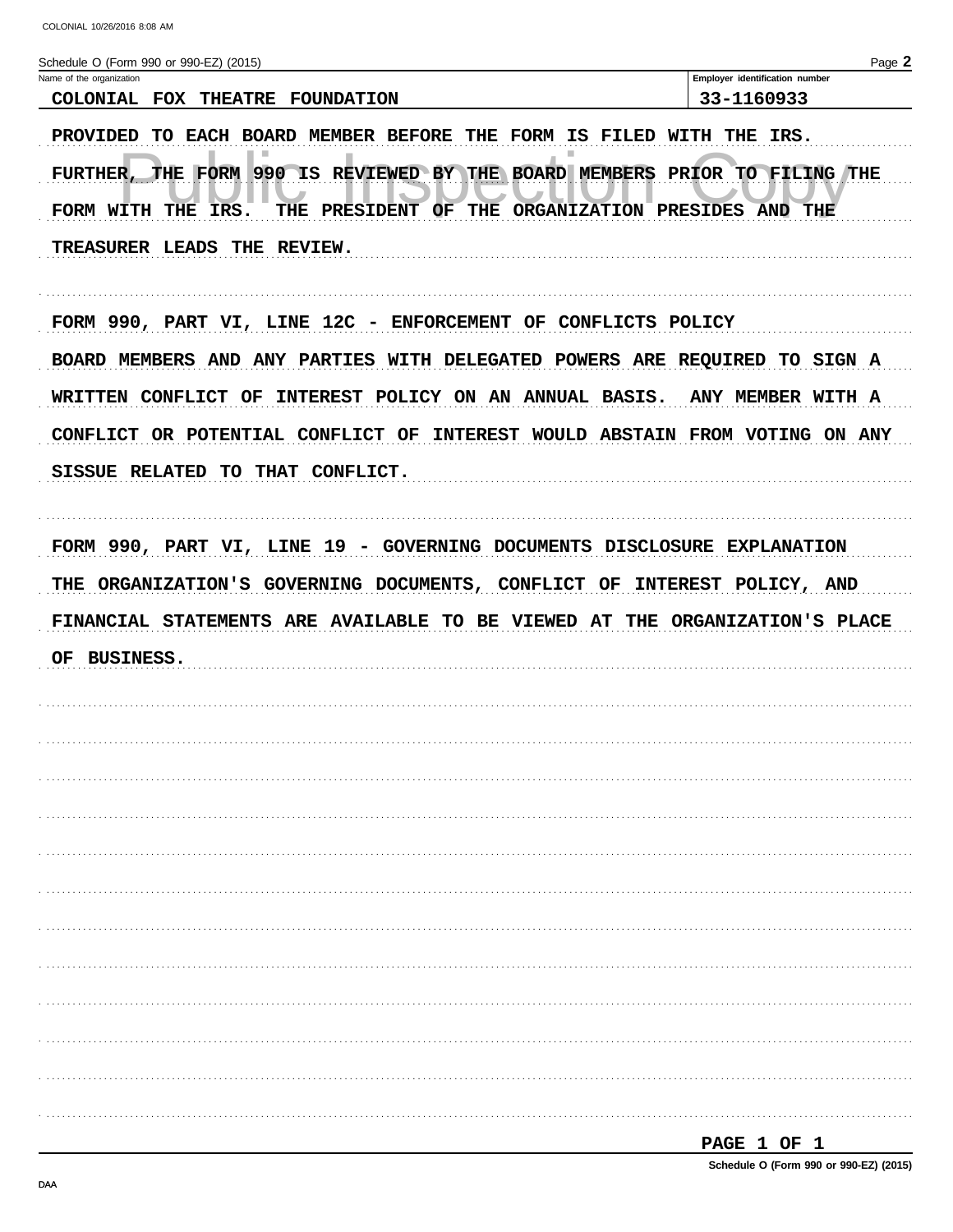Schedule O (Form 990 or 990-EZ) (2015)

| Name of the organization | Employer identification number |
| --- | --- |
| COLONIAL FOX THEATRE FOUNDATION | 33-1160933 |

PROVIDED TO EACH BOARD MEMBER BEFORE THE FORM IS FILED WITH THE IRS. FURTHER, THE FORM 990 IS REVIEWED BY THE BOARD MEMBERS PRIOR TO FILING THE FORM WITH THE IRS. THE PRESIDENT OF THE ORGANIZATION PRESIDES AND THE TREASURER LEADS THE REVIEW.

FORM 990, PART VI, LINE 12C - ENFORCEMENT OF CONFLICTS POLICY

BOARD MEMBERS AND ANY PARTIES WITH DELEGATED POWERS ARE REQUIRED TO SIGN A WRITTEN CONFLICT OF INTEREST POLICY ON AN ANNUAL BASIS. ANY MEMBER WITH A CONFLICT OR POTENTIAL CONFLICT OF INTEREST WOULD ABSTAIN FROM VOTING ON ANY SISSUE RELATED TO THAT CONFLICT.

FORM 990, PART VI, LINE 19 - GOVERNING DOCUMENTS DISCLOSURE EXPLANATION

THE ORGANIZATION'S GOVERNING DOCUMENTS, CONFLICT OF INTEREST POLICY, AND FINANCIAL STATEMENTS ARE AVAILABLE TO BE VIEWED AT THE ORGANIZATION'S PLACE OF BUSINESS.

PAGE 1 OF 1

Schedule O (Form 990 or 990-EZ) (2015)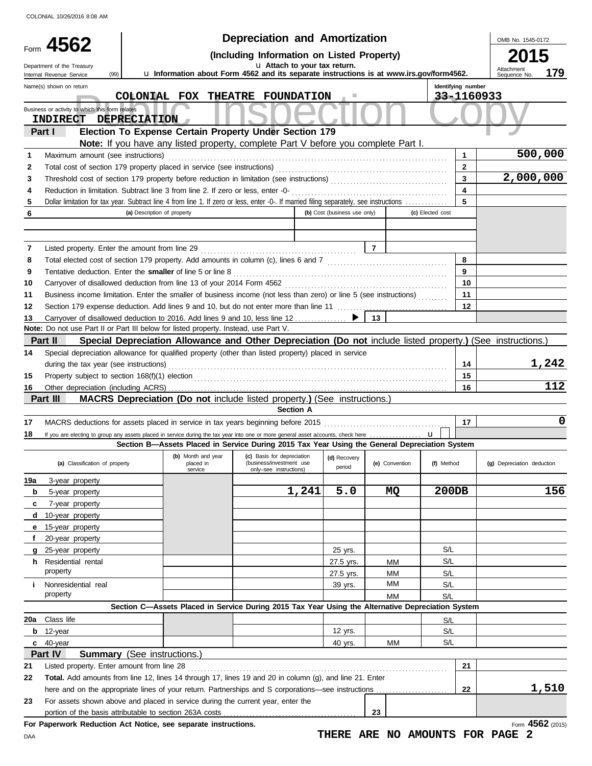COLONIAL 10/26/2016 8:08 AM

# Form 4562 — Depreciation and Amortization

**(Including Information on Listed Property)**

Department of the Treasury
Internal Revenue Service (99)

u Attach to your tax return.
u Information about Form 4562 and its separate instructions is at www.irs.gov/form4562.

OMB No. 1545-0172
**2015**
Attachment Sequence No. **179**

Name(s) shown on return: **COLONIAL FOX THEATRE FOUNDATION**
Identifying number: **33-1160933**

Business or activity to which this form relates: **INDIRECT DEPRECIATION**

Public Inspection Copy

## Part I — Election To Expense Certain Property Under Section 179

**Note:** If you have any listed property, complete Part V before you complete Part I.

| Line | Description | | Amount |
|---|---|---|---|
| 1 | Maximum amount (see instructions) | 1 | 500,000 |
| 2 | Total cost of section 179 property placed in service (see instructions) | 2 | |
| 3 | Threshold cost of section 179 property before reduction in limitation (see instructions) | 3 | 2,000,000 |
| 4 | Reduction in limitation. Subtract line 3 from line 2. If zero or less, enter -0- | 4 | |
| 5 | Dollar limitation for tax year. Subtract line 4 from line 1. If zero or less, enter -0-. If married filing separately, see instructions | 5 | |

| 6 | (a) Description of property | (b) Cost (business use only) | (c) Elected cost |
|---|---|---|---|
| | | | |
| | | | |

| Line | Description | | Amount |
|---|---|---|---|
| 7 | Listed property. Enter the amount from line 29 | 7 | |
| 8 | Total elected cost of section 179 property. Add amounts in column (c), lines 6 and 7 | 8 | |
| 9 | Tentative deduction. Enter the **smaller** of line 5 or line 8 | 9 | |
| 10 | Carryover of disallowed deduction from line 13 of your 2014 Form 4562 | 10 | |
| 11 | Business income limitation. Enter the smaller of business income (not less than zero) or line 5 (see instructions) | 11 | |
| 12 | Section 179 expense deduction. Add lines 9 and 10, but do not enter more than line 11 | 12 | |
| 13 | Carryover of disallowed deduction to 2016. Add lines 9 and 10, less line 12 ▶ | 13 | |

**Note:** Do not use Part II or Part III below for listed property. Instead, use Part V.

## Part II — Special Depreciation Allowance and Other Depreciation (Do not include listed property.) (See instructions.)

| Line | Description | | Amount |
|---|---|---|---|
| 14 | Special depreciation allowance for qualified property (other than listed property) placed in service during the tax year (see instructions) | 14 | 1,242 |
| 15 | Property subject to section 168(f)(1) election | 15 | |
| 16 | Other depreciation (including ACRS) | 16 | 112 |

## Part III — MACRS Depreciation (Do not include listed property.) (See instructions.)

**Section A**

| Line | Description | | Amount |
|---|---|---|---|
| 17 | MACRS deductions for assets placed in service in tax years beginning before 2015 | 17 | 0 |
| 18 | If you are electing to group any assets placed in service during the tax year into one or more general asset accounts, check here u | | |

**Section B—Assets Placed in Service During 2015 Tax Year Using the General Depreciation System**

| (a) Classification of property | (b) Month and year placed in service | (c) Basis for depreciation (business/investment use only–see instructions) | (d) Recovery period | (e) Convention | (f) Method | (g) Depreciation deduction |
|---|---|---|---|---|---|---|
| 19a 3-year property | | | | | | |
| b 5-year property | | 1,241 | 5.0 | MQ | 200DB | 156 |
| c 7-year property | | | | | | |
| d 10-year property | | | | | | |
| e 15-year property | | | | | | |
| f 20-year property | | | | | | |
| g 25-year property | | | 25 yrs. | | S/L | |
| h Residential rental property | | | 27.5 yrs. | MM | S/L | |
| | | | 27.5 yrs. | MM | S/L | |
| i Nonresidential real property | | | 39 yrs. | MM | S/L | |
| | | | | MM | S/L | |

**Section C—Assets Placed in Service During 2015 Tax Year Using the Alternative Depreciation System**

| (a) Classification of property | (b) Month and year placed in service | (c) Basis for depreciation | (d) Recovery period | (e) Convention | (f) Method | (g) Depreciation deduction |
|---|---|---|---|---|---|---|
| 20a Class life | | | | | S/L | |
| b 12-year | | | 12 yrs. | | S/L | |
| c 40-year | | | 40 yrs. | MM | S/L | |

## Part IV — Summary (See instructions.)

| Line | Description | | Amount |
|---|---|---|---|
| 21 | Listed property. Enter amount from line 28 | 21 | |
| 22 | **Total.** Add amounts from line 12, lines 14 through 17, lines 19 and 20 in column (g), and line 21. Enter here and on the appropriate lines of your return. Partnerships and S corporations—see instructions | 22 | 1,510 |
| 23 | For assets shown above and placed in service during the current year, enter the portion of the basis attributable to section 263A costs | 23 | |

**For Paperwork Reduction Act Notice, see separate instructions.**

Form **4562** (2015)

DAA

**THERE ARE NO AMOUNTS FOR PAGE 2**